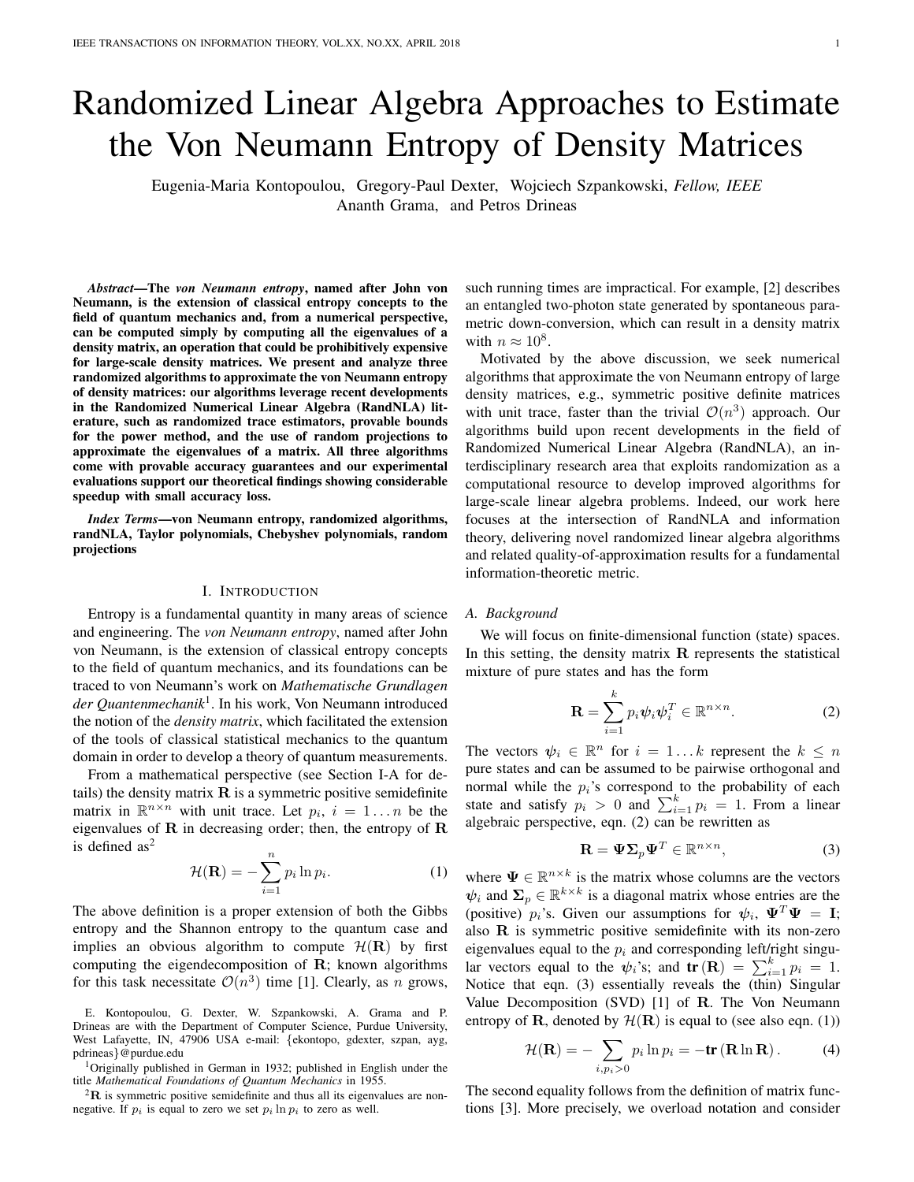# Randomized Linear Algebra Approaches to Estimate the Von Neumann Entropy of Density Matrices

Eugenia-Maria Kontopoulou, Gregory-Paul Dexter, Wojciech Szpankowski, *Fellow, IEEE*
Ananth Grama, and Petros Drineas

***Abstract*—The *von Neumann entropy*, named after John von Neumann, is the extension of classical entropy concepts to the field of quantum mechanics and, from a numerical perspective, can be computed simply by computing all the eigenvalues of a density matrix, an operation that could be prohibitively expensive for large-scale density matrices. We present and analyze three randomized algorithms to approximate the von Neumann entropy of density matrices: our algorithms leverage recent developments in the Randomized Numerical Linear Algebra (RandNLA) literature, such as randomized trace estimators, provable bounds for the power method, and the use of random projections to approximate the eigenvalues of a matrix. All three algorithms come with provable accuracy guarantees and our experimental evaluations support our theoretical findings showing considerable speedup with small accuracy loss.**

***Index Terms*—von Neumann entropy, randomized algorithms, randNLA, Taylor polynomials, Chebyshev polynomials, random projections**

## I. Introduction

Entropy is a fundamental quantity in many areas of science and engineering. The *von Neumann entropy*, named after John von Neumann, is the extension of classical entropy concepts to the field of quantum mechanics, and its foundations can be traced to von Neumann's work on *Mathematische Grundlagen der Quantenmechanik*[1]. In his work, Von Neumann introduced the notion of the *density matrix*, which facilitated the extension of the tools of classical statistical mechanics to the quantum domain in order to develop a theory of quantum measurements.

From a mathematical perspective (see Section I-A for details) the density matrix $\mathbf{R}$ is a symmetric positive semidefinite matrix in $\mathbb{R}^{n\times n}$ with unit trace. Let $p_i$, $i = 1\dots n$ be the eigenvalues of $\mathbf{R}$ in decreasing order; then, the entropy of $\mathbf{R}$ is defined as[2]

$$\mathcal{H}(\mathbf{R}) = -\sum_{i=1}^{n} p_i \ln p_i. \tag{1}$$

The above definition is a proper extension of both the Gibbs entropy and the Shannon entropy to the quantum case and implies an obvious algorithm to compute $\mathcal{H}(\mathbf{R})$ by first computing the eigendecomposition of $\mathbf{R}$; known algorithms for this task necessitate $\mathcal{O}(n^3)$ time [1]. Clearly, as $n$ grows, such running times are impractical. For example, [2] describes an entangled two-photon state generated by spontaneous parametric down-conversion, which can result in a density matrix with $n \approx 10^8$.

Motivated by the above discussion, we seek numerical algorithms that approximate the von Neumann entropy of large density matrices, e.g., symmetric positive definite matrices with unit trace, faster than the trivial $\mathcal{O}(n^3)$ approach. Our algorithms build upon recent developments in the field of Randomized Numerical Linear Algebra (RandNLA), an interdisciplinary research area that exploits randomization as a computational resource to develop improved algorithms for large-scale linear algebra problems. Indeed, our work here focuses at the intersection of RandNLA and information theory, delivering novel randomized linear algebra algorithms and related quality-of-approximation results for a fundamental information-theoretic metric.

### A. Background

We will focus on finite-dimensional function (state) spaces. In this setting, the density matrix $\mathbf{R}$ represents the statistical mixture of pure states and has the form

$$\mathbf{R} = \sum_{i=1}^{k} p_i \boldsymbol{\psi}_i \boldsymbol{\psi}_i^T \in \mathbb{R}^{n\times n}. \tag{2}$$

The vectors $\boldsymbol{\psi}_i \in \mathbb{R}^n$ for $i = 1\dots k$ represent the $k \leq n$ pure states and can be assumed to be pairwise orthogonal and normal while the $p_i$'s correspond to the probability of each state and satisfy $p_i > 0$ and $\sum_{i=1}^{k} p_i = 1$. From a linear algebraic perspective, eqn. (2) can be rewritten as

$$\mathbf{R} = \boldsymbol{\Psi}\boldsymbol{\Sigma}_p\boldsymbol{\Psi}^T \in \mathbb{R}^{n\times n}, \tag{3}$$

where $\boldsymbol{\Psi} \in \mathbb{R}^{n\times k}$ is the matrix whose columns are the vectors $\boldsymbol{\psi}_i$ and $\boldsymbol{\Sigma}_p \in \mathbb{R}^{k\times k}$ is a diagonal matrix whose entries are the (positive) $p_i$'s. Given our assumptions for $\boldsymbol{\psi}_i$, $\boldsymbol{\Psi}^T\boldsymbol{\Psi} = \mathbf{I}$; also $\mathbf{R}$ is symmetric positive semidefinite with its non-zero eigenvalues equal to the $p_i$ and corresponding left/right singular vectors equal to the $\boldsymbol{\psi}_i$'s; and $\mathbf{tr}(\mathbf{R}) = \sum_{i=1}^{k} p_i = 1$. Notice that eqn. (3) essentially reveals the (thin) Singular Value Decomposition (SVD) [1] of $\mathbf{R}$. The Von Neumann entropy of $\mathbf{R}$, denoted by $\mathcal{H}(\mathbf{R})$ is equal to (see also eqn. (1))

$$\mathcal{H}(\mathbf{R}) = -\sum_{i, p_i>0} p_i \ln p_i = -\mathbf{tr}(\mathbf{R}\ln\mathbf{R}). \tag{4}$$

The second equality follows from the definition of matrix functions [3]. More precisely, we overload notation and consider

---

E. Kontopoulou, G. Dexter, W. Szpankowski, A. Grama and P. Drineas are with the Department of Computer Science, Purdue University, West Lafayette, IN, 47906 USA e-mail: {ekontopo, gdexter, szpan, ayg, pdrineas}@purdue.edu

[1] Originally published in German in 1932; published in English under the title *Mathematical Foundations of Quantum Mechanics* in 1955.

[2] $\mathbf{R}$ is symmetric positive semidefinite and thus all its eigenvalues are non-negative. If $p_i$ is equal to zero we set $p_i \ln p_i$ to zero as well.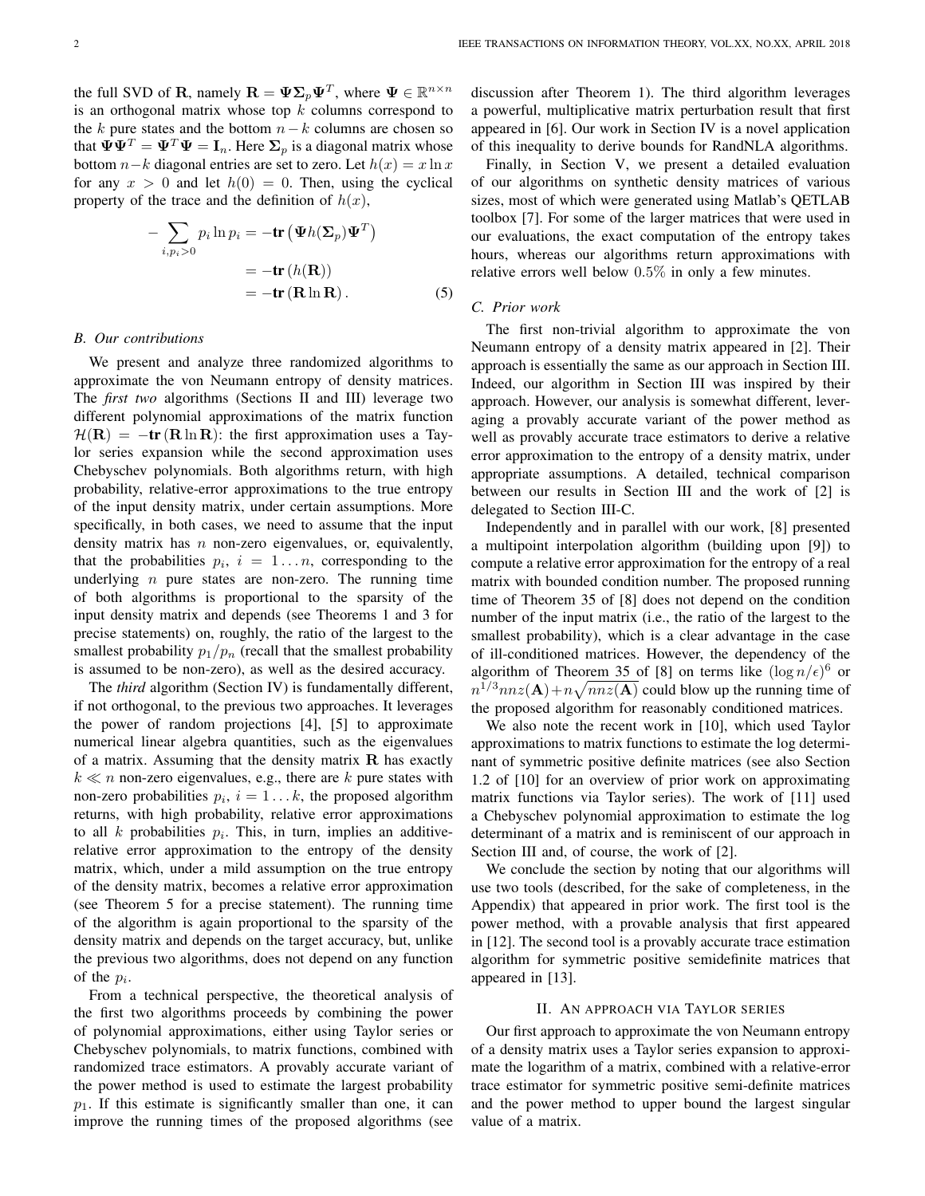the full SVD of $\mathbf{R}$, namely $\mathbf{R} = \mathbf{\Psi}\mathbf{\Sigma}_p\mathbf{\Psi}^T$, where $\mathbf{\Psi} \in \mathbb{R}^{n\times n}$ is an orthogonal matrix whose top $k$ columns correspond to the $k$ pure states and the bottom $n-k$ columns are chosen so that $\mathbf{\Psi}\mathbf{\Psi}^T = \mathbf{\Psi}^T\mathbf{\Psi} = \mathbf{I}_n$. Here $\mathbf{\Sigma}_p$ is a diagonal matrix whose bottom $n-k$ diagonal entries are set to zero. Let $h(x) = x\ln x$ for any $x > 0$ and let $h(0) = 0$. Then, using the cyclical property of the trace and the definition of $h(x)$,

$$
\begin{aligned}
-\sum_{i,p_i>0} p_i \ln p_i &= -\mathbf{tr}\left(\mathbf{\Psi} h(\mathbf{\Sigma}_p)\mathbf{\Psi}^T\right) \\
&= -\mathbf{tr}\left(h(\mathbf{R})\right) \\
&= -\mathbf{tr}\left(\mathbf{R}\ln\mathbf{R}\right). \qquad (5)
\end{aligned}
$$

### B. Our contributions

We present and analyze three randomized algorithms to approximate the von Neumann entropy of density matrices. The *first two* algorithms (Sections II and III) leverage two different polynomial approximations of the matrix function $\mathcal{H}(\mathbf{R}) = -\mathbf{tr}(\mathbf{R}\ln\mathbf{R})$: the first approximation uses a Taylor series expansion while the second approximation uses Chebyschev polynomials. Both algorithms return, with high probability, relative-error approximations to the true entropy of the input density matrix, under certain assumptions. More specifically, in both cases, we need to assume that the input density matrix has $n$ non-zero eigenvalues, or, equivalently, that the probabilities $p_i$, $i = 1\ldots n$, corresponding to the underlying $n$ pure states are non-zero. The running time of both algorithms is proportional to the sparsity of the input density matrix and depends (see Theorems 1 and 3 for precise statements) on, roughly, the ratio of the largest to the smallest probability $p_1/p_n$ (recall that the smallest probability is assumed to be non-zero), as well as the desired accuracy.

The *third* algorithm (Section IV) is fundamentally different, if not orthogonal, to the previous two approaches. It leverages the power of random projections [4], [5] to approximate numerical linear algebra quantities, such as the eigenvalues of a matrix. Assuming that the density matrix $\mathbf{R}$ has exactly $k \ll n$ non-zero eigenvalues, e.g., there are $k$ pure states with non-zero probabilities $p_i$, $i = 1\ldots k$, the proposed algorithm returns, with high probability, relative error approximations to all $k$ probabilities $p_i$. This, in turn, implies an additive-relative error approximation to the entropy of the density matrix, which, under a mild assumption on the true entropy of the density matrix, becomes a relative error approximation (see Theorem 5 for a precise statement). The running time of the algorithm is again proportional to the sparsity of the density matrix and depends on the target accuracy, but, unlike the previous two algorithms, does not depend on any function of the $p_i$.

From a technical perspective, the theoretical analysis of the first two algorithms proceeds by combining the power of polynomial approximations, either using Taylor series or Chebyschev polynomials, to matrix functions, combined with randomized trace estimators. A provably accurate variant of the power method is used to estimate the largest probability $p_1$. If this estimate is significantly smaller than one, it can improve the running times of the proposed algorithms (see discussion after Theorem 1). The third algorithm leverages a powerful, multiplicative matrix perturbation result that first appeared in [6]. Our work in Section IV is a novel application of this inequality to derive bounds for RandNLA algorithms.

Finally, in Section V, we present a detailed evaluation of our algorithms on synthetic density matrices of various sizes, most of which were generated using Matlab's QETLAB toolbox [7]. For some of the larger matrices that were used in our evaluations, the exact computation of the entropy takes hours, whereas our algorithms return approximations with relative errors well below $0.5\%$ in only a few minutes.

### C. Prior work

The first non-trivial algorithm to approximate the von Neumann entropy of a density matrix appeared in [2]. Their approach is essentially the same as our approach in Section III. Indeed, our algorithm in Section III was inspired by their approach. However, our analysis is somewhat different, leveraging a provably accurate variant of the power method as well as provably accurate trace estimators to derive a relative error approximation to the entropy of a density matrix, under appropriate assumptions. A detailed, technical comparison between our results in Section III and the work of [2] is delegated to Section III-C.

Independently and in parallel with our work, [8] presented a multipoint interpolation algorithm (building upon [9]) to compute a relative error approximation for the entropy of a real matrix with bounded condition number. The proposed running time of Theorem 35 of [8] does not depend on the condition number of the input matrix (i.e., the ratio of the largest to the smallest probability), which is a clear advantage in the case of ill-conditioned matrices. However, the dependency of the algorithm of Theorem 35 of [8] on terms like $(\log n/\epsilon)^6$ or $n^{1/3}nnz(\mathbf{A}) + n\sqrt{nnz(\mathbf{A})}$ could blow up the running time of the proposed algorithm for reasonably conditioned matrices.

We also note the recent work in [10], which used Taylor approximations to matrix functions to estimate the log determinant of symmetric positive definite matrices (see also Section 1.2 of [10] for an overview of prior work on approximating matrix functions via Taylor series). The work of [11] used a Chebyschev polynomial approximation to estimate the log determinant of a matrix and is reminiscent of our approach in Section III and, of course, the work of [2].

We conclude the section by noting that our algorithms will use two tools (described, for the sake of completeness, in the Appendix) that appeared in prior work. The first tool is the power method, with a provable analysis that first appeared in [12]. The second tool is a provably accurate trace estimation algorithm for symmetric positive semidefinite matrices that appeared in [13].

## II. An approach via Taylor series

Our first approach to approximate the von Neumann entropy of a density matrix uses a Taylor series expansion to approximate the logarithm of a matrix, combined with a relative-error trace estimator for symmetric positive semi-definite matrices and the power method to upper bound the largest singular value of a matrix.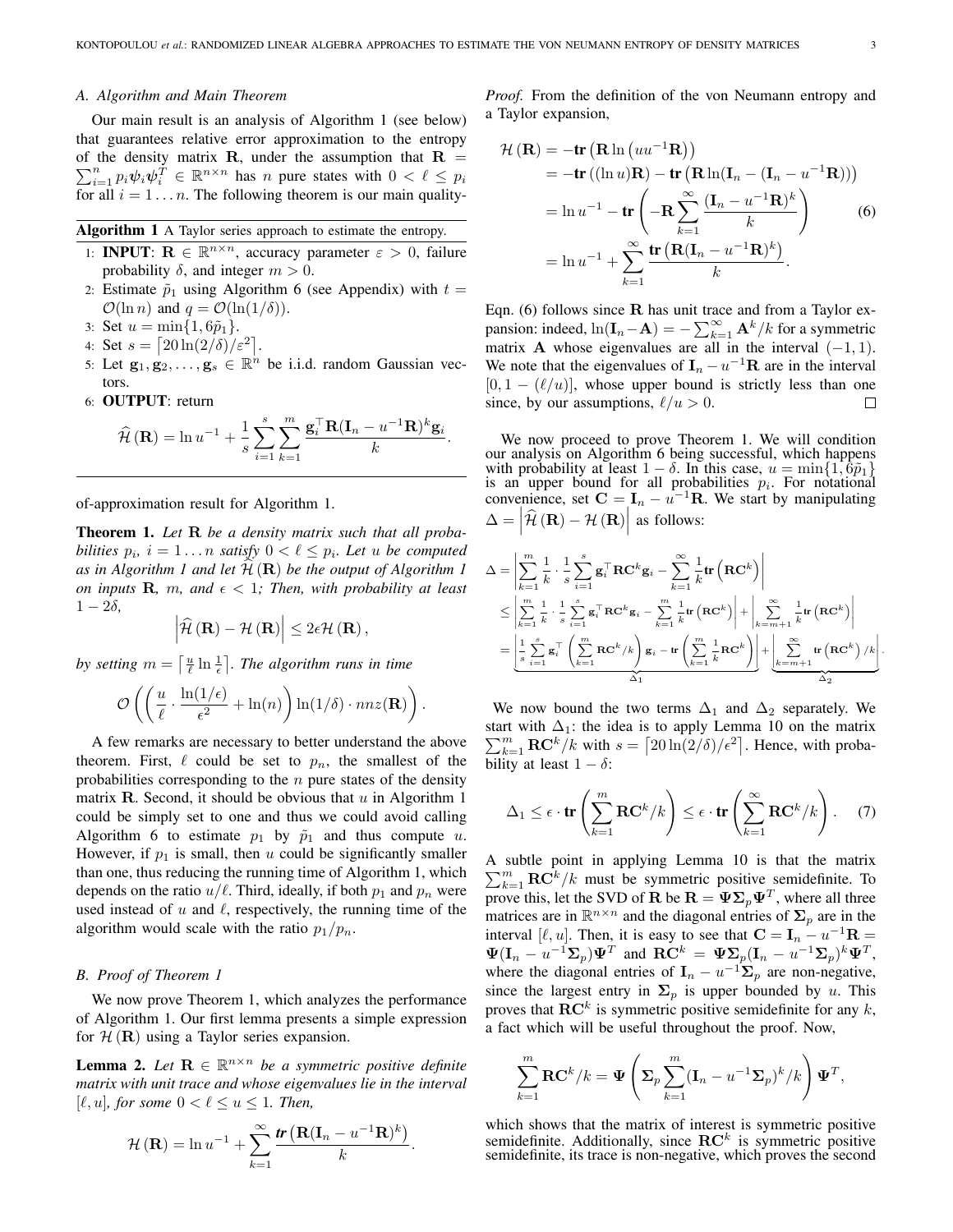### A. Algorithm and Main Theorem

Our main result is an analysis of Algorithm 1 (see below) that guarantees relative error approximation to the entropy of the density matrix $\mathbf{R}$, under the assumption that $\mathbf{R} = \sum_{i=1}^{n} p_i \boldsymbol{\psi}_i \boldsymbol{\psi}_i^T \in \mathbb{R}^{n \times n}$ has $n$ pure states with $0 < \ell \leq p_i$ for all $i = 1 \ldots n$. The following theorem is our main quality-of-approximation result for Algorithm 1.

**Algorithm 1** A Taylor series approach to estimate the entropy.

1: **INPUT**: $\mathbf{R} \in \mathbb{R}^{n \times n}$, accuracy parameter $\varepsilon > 0$, failure probability $\delta$, and integer $m > 0$.
2: Estimate $\tilde{p}_1$ using Algorithm 6 (see Appendix) with $t = \mathcal{O}(\ln n)$ and $q = \mathcal{O}(\ln(1/\delta))$.
3: Set $u = \min\{1, 6\tilde{p}_1\}$.
4: Set $s = \lceil 20 \ln(2/\delta)/\varepsilon^2 \rceil$.
5: Let $\mathbf{g}_1, \mathbf{g}_2, \ldots, \mathbf{g}_s \in \mathbb{R}^n$ be i.i.d. random Gaussian vectors.
6: **OUTPUT**: return

$$\widehat{\mathcal{H}}(\mathbf{R}) = \ln u^{-1} + \frac{1}{s} \sum_{i=1}^{s} \sum_{k=1}^{m} \frac{\mathbf{g}_i^\top \mathbf{R}(\mathbf{I}_n - u^{-1}\mathbf{R})^k \mathbf{g}_i}{k}.$$

**Theorem 1.** *Let $\mathbf{R}$ be a density matrix such that all probabilities $p_i$, $i = 1 \ldots n$ satisfy $0 < \ell \leq p_i$. Let $u$ be computed as in Algorithm 1 and let $\widehat{\mathcal{H}}(\mathbf{R})$ be the output of Algorithm 1 on inputs $\mathbf{R}$, $m$, and $\epsilon < 1$; Then, with probability at least $1 - 2\delta$,*

$$\left| \widehat{\mathcal{H}}(\mathbf{R}) - \mathcal{H}(\mathbf{R}) \right| \leq 2\epsilon \mathcal{H}(\mathbf{R}),$$

*by setting $m = \lceil \frac{u}{\ell} \ln \frac{1}{\epsilon} \rceil$. The algorithm runs in time*

$$\mathcal{O}\left( \left( \frac{u}{\ell} \cdot \frac{\ln(1/\epsilon)}{\epsilon^2} + \ln(n) \right) \ln(1/\delta) \cdot nnz(\mathbf{R}) \right).$$

A few remarks are necessary to better understand the above theorem. First, $\ell$ could be set to $p_n$, the smallest of the probabilities corresponding to the $n$ pure states of the density matrix $\mathbf{R}$. Second, it should be obvious that $u$ in Algorithm 1 could be simply set to one and thus we could avoid calling Algorithm 6 to estimate $p_1$ by $\tilde{p}_1$ and thus compute $u$. However, if $p_1$ is small, then $u$ could be significantly smaller than one, thus reducing the running time of Algorithm 1, which depends on the ratio $u/\ell$. Third, ideally, if both $p_1$ and $p_n$ were used instead of $u$ and $\ell$, respectively, the running time of the algorithm would scale with the ratio $p_1/p_n$.

### B. Proof of Theorem 1

We now prove Theorem 1, which analyzes the performance of Algorithm 1. Our first lemma presents a simple expression for $\mathcal{H}(\mathbf{R})$ using a Taylor series expansion.

**Lemma 2.** *Let $\mathbf{R} \in \mathbb{R}^{n \times n}$ be a symmetric positive definite matrix with unit trace and whose eigenvalues lie in the interval $[\ell, u]$, for some $0 < \ell \leq u \leq 1$. Then,*

$$\mathcal{H}(\mathbf{R}) = \ln u^{-1} + \sum_{k=1}^{\infty} \frac{\mathbf{tr}\left(\mathbf{R}(\mathbf{I}_n - u^{-1}\mathbf{R})^k\right)}{k}.$$

*Proof.* From the definition of the von Neumann entropy and a Taylor expansion,

$$\begin{aligned}
\mathcal{H}(\mathbf{R}) &= -\mathbf{tr}\left(\mathbf{R} \ln\left(uu^{-1}\mathbf{R}\right)\right) \\
&= -\mathbf{tr}\left((\ln u)\mathbf{R}\right) - \mathbf{tr}\left(\mathbf{R} \ln(\mathbf{I}_n - (\mathbf{I}_n - u^{-1}\mathbf{R}))\right) \\
&= \ln u^{-1} - \mathbf{tr}\left(-\mathbf{R} \sum_{k=1}^{\infty} \frac{(\mathbf{I}_n - u^{-1}\mathbf{R})^k}{k}\right) \qquad (6) \\
&= \ln u^{-1} + \sum_{k=1}^{\infty} \frac{\mathbf{tr}\left(\mathbf{R}(\mathbf{I}_n - u^{-1}\mathbf{R})^k\right)}{k}.
\end{aligned}$$

Eqn. (6) follows since $\mathbf{R}$ has unit trace and from a Taylor expansion: indeed, $\ln(\mathbf{I}_n - \mathbf{A}) = -\sum_{k=1}^{\infty} \mathbf{A}^k/k$ for a symmetric matrix $\mathbf{A}$ whose eigenvalues are all in the interval $(-1, 1)$. We note that the eigenvalues of $\mathbf{I}_n - u^{-1}\mathbf{R}$ are in the interval $[0, 1 - (\ell/u)]$, whose upper bound is strictly less than one since, by our assumptions, $\ell/u > 0$. $\square$

We now proceed to prove Theorem 1. We will condition our analysis on Algorithm 6 being successful, which happens with probability at least $1 - \delta$. In this case, $u = \min\{1, 6\tilde{p}_1\}$ is an upper bound for all probabilities $p_i$. For notational convenience, set $\mathbf{C} = \mathbf{I}_n - u^{-1}\mathbf{R}$. We start by manipulating $\Delta = \left| \widehat{\mathcal{H}}(\mathbf{R}) - \mathcal{H}(\mathbf{R}) \right|$ as follows:

$$\begin{aligned}
\Delta &= \left| \sum_{k=1}^{m} \frac{1}{k} \cdot \frac{1}{s} \sum_{i=1}^{s} \mathbf{g}_i^\top \mathbf{R}\mathbf{C}^k \mathbf{g}_i - \sum_{k=1}^{\infty} \frac{1}{k} \mathbf{tr}\left(\mathbf{R}\mathbf{C}^k\right) \right| \\
&\leq \left| \sum_{k=1}^{m} \frac{1}{k} \cdot \frac{1}{s} \sum_{i=1}^{s} \mathbf{g}_i^\top \mathbf{R}\mathbf{C}^k \mathbf{g}_i - \sum_{k=1}^{m} \frac{1}{k} \mathbf{tr}\left(\mathbf{R}\mathbf{C}^k\right) \right| + \left| \sum_{k=m+1}^{\infty} \frac{1}{k} \mathbf{tr}\left(\mathbf{R}\mathbf{C}^k\right) \right| \\
&= \underbrace{\left| \frac{1}{s} \sum_{i=1}^{s} \mathbf{g}_i^\top \left( \sum_{k=1}^{m} \mathbf{R}\mathbf{C}^k/k \right) \mathbf{g}_i - \mathbf{tr}\left( \sum_{k=1}^{m} \frac{1}{k} \mathbf{R}\mathbf{C}^k \right) \right|}_{\Delta_1} + \underbrace{\left| \sum_{k=m+1}^{\infty} \mathbf{tr}\left(\mathbf{R}\mathbf{C}^k\right)/k \right|}_{\Delta_2}.
\end{aligned}$$

We now bound the two terms $\Delta_1$ and $\Delta_2$ separately. We start with $\Delta_1$: the idea is to apply Lemma 10 on the matrix $\sum_{k=1}^{m} \mathbf{R}\mathbf{C}^k/k$ with $s = \lceil 20 \ln(2/\delta)/\epsilon^2 \rceil$. Hence, with probability at least $1 - \delta$:

$$\Delta_1 \leq \epsilon \cdot \mathbf{tr}\left( \sum_{k=1}^{m} \mathbf{R}\mathbf{C}^k/k \right) \leq \epsilon \cdot \mathbf{tr}\left( \sum_{k=1}^{\infty} \mathbf{R}\mathbf{C}^k/k \right). \qquad (7)$$

A subtle point in applying Lemma 10 is that the matrix $\sum_{k=1}^{m} \mathbf{R}\mathbf{C}^k/k$ must be symmetric positive semidefinite. To prove this, let the SVD of $\mathbf{R}$ be $\mathbf{R} = \boldsymbol{\Psi}\boldsymbol{\Sigma}_p\boldsymbol{\Psi}^T$, where all three matrices are in $\mathbb{R}^{n \times n}$ and the diagonal entries of $\boldsymbol{\Sigma}_p$ are in the interval $[\ell, u]$. Then, it is easy to see that $\mathbf{C} = \mathbf{I}_n - u^{-1}\mathbf{R} = \boldsymbol{\Psi}(\mathbf{I}_n - u^{-1}\boldsymbol{\Sigma}_p)\boldsymbol{\Psi}^T$ and $\mathbf{R}\mathbf{C}^k = \boldsymbol{\Psi}\boldsymbol{\Sigma}_p(\mathbf{I}_n - u^{-1}\boldsymbol{\Sigma}_p)^k\boldsymbol{\Psi}^T$, where the diagonal entries of $\mathbf{I}_n - u^{-1}\boldsymbol{\Sigma}_p$ are non-negative, since the largest entry in $\boldsymbol{\Sigma}_p$ is upper bounded by $u$. This proves that $\mathbf{R}\mathbf{C}^k$ is symmetric positive semidefinite for any $k$, a fact which will be useful throughout the proof. Now,

$$\sum_{k=1}^{m} \mathbf{R}\mathbf{C}^k/k = \boldsymbol{\Psi} \left( \boldsymbol{\Sigma}_p \sum_{k=1}^{m} (\mathbf{I}_n - u^{-1}\boldsymbol{\Sigma}_p)^k/k \right) \boldsymbol{\Psi}^T,$$

which shows that the matrix of interest is symmetric positive semidefinite. Additionally, since $\mathbf{R}\mathbf{C}^k$ is symmetric positive semidefinite, its trace is non-negative, which proves the second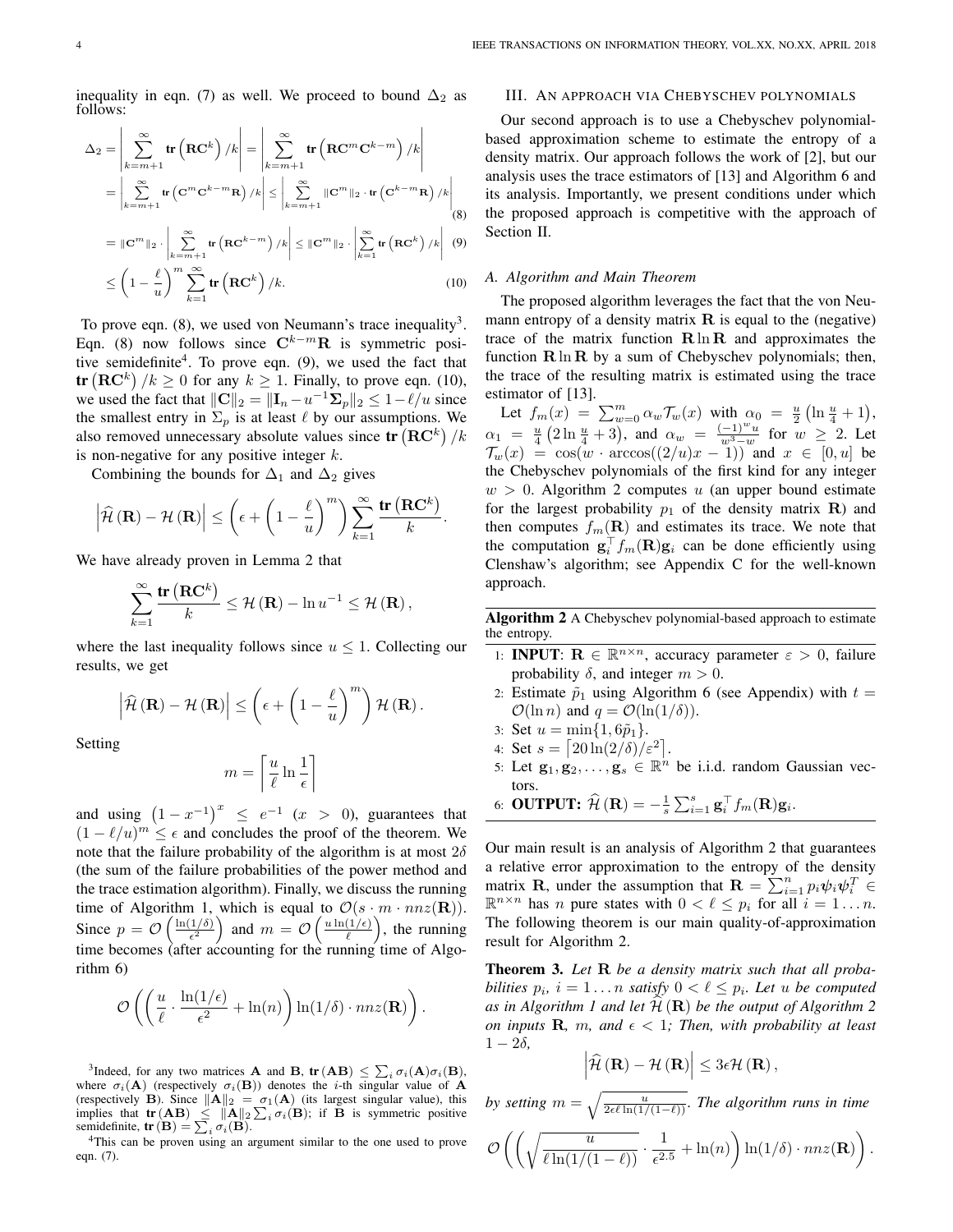inequality in eqn. (7) as well. We proceed to bound $\Delta_2$ as follows:

$$
\begin{aligned}
\Delta_2 &= \left| \sum_{k=m+1}^{\infty} \mathbf{tr}\left(\mathbf{R}\mathbf{C}^k\right)/k \right| = \left| \sum_{k=m+1}^{\infty} \mathbf{tr}\left(\mathbf{R}\mathbf{C}^m\mathbf{C}^{k-m}\right)/k \right| \\
&= \left| \sum_{k=m+1}^{\infty} \mathbf{tr}\left(\mathbf{C}^m\mathbf{C}^{k-m}\mathbf{R}\right)/k \right| \leq \left| \sum_{k=m+1}^{\infty} \|\mathbf{C}^m\|_2 \cdot \mathbf{tr}\left(\mathbf{C}^{k-m}\mathbf{R}\right)/k \right| \quad (8) \\
&= \|\mathbf{C}^m\|_2 \cdot \left| \sum_{k=m+1}^{\infty} \mathbf{tr}\left(\mathbf{R}\mathbf{C}^{k-m}\right)/k \right| \leq \|\mathbf{C}^m\|_2 \cdot \left| \sum_{k=1}^{\infty} \mathbf{tr}\left(\mathbf{R}\mathbf{C}^{k}\right)/k \right| \quad (9) \\
&\leq \left(1 - \frac{\ell}{u}\right)^m \sum_{k=1}^{\infty} \mathbf{tr}\left(\mathbf{R}\mathbf{C}^k\right)/k. \quad (10)
\end{aligned}
$$

To prove eqn. (8), we used von Neumann's trace inequality[3]. Eqn. (8) now follows since $\mathbf{C}^{k-m}\mathbf{R}$ is symmetric positive semidefinite[4]. To prove eqn. (9), we used the fact that $\mathbf{tr}\left(\mathbf{R}\mathbf{C}^k\right)/k \geq 0$ for any $k \geq 1$. Finally, to prove eqn. (10), we used the fact that $\|\mathbf{C}\|_2 = \|\mathbf{I}_n - u^{-1}\mathbf{\Sigma}_p\|_2 \leq 1 - \ell/u$ since the smallest entry in $\Sigma_p$ is at least $\ell$ by our assumptions. We also removed unnecessary absolute values since $\mathbf{tr}\left(\mathbf{R}\mathbf{C}^k\right)/k$ is non-negative for any positive integer $k$.

Combining the bounds for $\Delta_1$ and $\Delta_2$ gives

$$
\left|\widehat{\mathcal{H}}(\mathbf{R}) - \mathcal{H}(\mathbf{R})\right| \leq \left(\epsilon + \left(1 - \frac{\ell}{u}\right)^m\right) \sum_{k=1}^{\infty} \frac{\mathbf{tr}\left(\mathbf{R}\mathbf{C}^k\right)}{k}.
$$

We have already proven in Lemma 2 that

$$
\sum_{k=1}^{\infty} \frac{\mathbf{tr}\left(\mathbf{R}\mathbf{C}^k\right)}{k} \leq \mathcal{H}(\mathbf{R}) - \ln u^{-1} \leq \mathcal{H}(\mathbf{R}),
$$

where the last inequality follows since $u \leq 1$. Collecting our results, we get

$$
\left|\widehat{\mathcal{H}}(\mathbf{R}) - \mathcal{H}(\mathbf{R})\right| \leq \left(\epsilon + \left(1 - \frac{\ell}{u}\right)^m\right) \mathcal{H}(\mathbf{R}).
$$

Setting

$$
m = \left\lceil \frac{u}{\ell} \ln \frac{1}{\epsilon} \right\rceil
$$

and using $\left(1 - x^{-1}\right)^x \leq e^{-1}$ $(x > 0)$, guarantees that $(1 - \ell/u)^m \leq \epsilon$ and concludes the proof of the theorem. We note that the failure probability of the algorithm is at most $2\delta$ (the sum of the failure probabilities of the power method and the trace estimation algorithm). Finally, we discuss the running time of Algorithm 1, which is equal to $\mathcal{O}(s \cdot m \cdot nnz(\mathbf{R}))$. Since $p = \mathcal{O}\left(\frac{\ln(1/\delta)}{\epsilon^2}\right)$ and $m = \mathcal{O}\left(\frac{u \ln(1/\epsilon)}{\ell}\right)$, the running time becomes (after accounting for the running time of Algorithm 6)

$$
\mathcal{O}\left(\left(\frac{u}{\ell} \cdot \frac{\ln(1/\epsilon)}{\epsilon^2} + \ln(n)\right) \ln(1/\delta) \cdot nnz(\mathbf{R})\right).
$$

[3] Indeed, for any two matrices $\mathbf{A}$ and $\mathbf{B}$, $\mathbf{tr}(\mathbf{AB}) \leq \sum_i \sigma_i(\mathbf{A})\sigma_i(\mathbf{B})$, where $\sigma_i(\mathbf{A})$ (respectively $\sigma_i(\mathbf{B})$) denotes the $i$-th singular value of $\mathbf{A}$ (respectively $\mathbf{B}$). Since $\|\mathbf{A}\|_2 = \sigma_1(\mathbf{A})$ (its largest singular value), this implies that $\mathbf{tr}(\mathbf{AB}) \leq \|\mathbf{A}\|_2 \sum_i \sigma_i(\mathbf{B})$; if $\mathbf{B}$ is symmetric positive semidefinite, $\mathbf{tr}(\mathbf{B}) = \sum_i \sigma_i(\mathbf{B})$.

[4] This can be proven using an argument similar to the one used to prove eqn. (7).

## III. An approach via Chebyschev polynomials

Our second approach is to use a Chebyschev polynomial-based approximation scheme to estimate the entropy of a density matrix. Our approach follows the work of [2], but our analysis uses the trace estimators of [13] and Algorithm 6 and its analysis. Importantly, we present conditions under which the proposed approach is competitive with the approach of Section II.

### A. Algorithm and Main Theorem

The proposed algorithm leverages the fact that the von Neumann entropy of a density matrix $\mathbf{R}$ is equal to the (negative) trace of the matrix function $\mathbf{R}\ln\mathbf{R}$ and approximates the function $\mathbf{R}\ln\mathbf{R}$ by a sum of Chebyschev polynomials; then, the trace of the resulting matrix is estimated using the trace estimator of [13].

Let $f_m(x) = \sum_{w=0}^{m} \alpha_w \mathcal{T}_w(x)$ with $\alpha_0 = \frac{u}{2}\left(\ln\frac{u}{4} + 1\right)$, $\alpha_1 = \frac{u}{4}\left(2\ln\frac{u}{4} + 3\right)$, and $\alpha_w = \frac{(-1)^w u}{w^3 - w}$ for $w \geq 2$. Let $\mathcal{T}_w(x) = \cos(w \cdot \arccos((2/u)x - 1))$ and $x \in [0, u]$ be the Chebyschev polynomials of the first kind for any integer $w > 0$. Algorithm 2 computes $u$ (an upper bound estimate for the largest probability $p_1$ of the density matrix $\mathbf{R}$) and then computes $f_m(\mathbf{R})$ and estimates its trace. We note that the computation $\mathbf{g}_i^\top f_m(\mathbf{R})\mathbf{g}_i$ can be done efficiently using Clenshaw's algorithm; see Appendix C for the well-known approach.

**Algorithm 2** A Chebyschev polynomial-based approach to estimate the entropy.

1: **INPUT**: $\mathbf{R} \in \mathbb{R}^{n \times n}$, accuracy parameter $\varepsilon > 0$, failure probability $\delta$, and integer $m > 0$.
2: Estimate $\tilde{p}_1$ using Algorithm 6 (see Appendix) with $t = \mathcal{O}(\ln n)$ and $q = \mathcal{O}(\ln(1/\delta))$.
3: Set $u = \min\{1, 6\tilde{p}_1\}$.
4: Set $s = \left\lceil 20\ln(2/\delta)/\varepsilon^2 \right\rceil$.
5: Let $\mathbf{g}_1, \mathbf{g}_2, \ldots, \mathbf{g}_s \in \mathbb{R}^n$ be i.i.d. random Gaussian vectors.
6: **OUTPUT:** $\widehat{\mathcal{H}}(\mathbf{R}) = -\frac{1}{s}\sum_{i=1}^{s} \mathbf{g}_i^\top f_m(\mathbf{R})\mathbf{g}_i$.

Our main result is an analysis of Algorithm 2 that guarantees a relative error approximation to the entropy of the density matrix $\mathbf{R}$, under the assumption that $\mathbf{R} = \sum_{i=1}^{n} p_i \boldsymbol{\psi}_i \boldsymbol{\psi}_i^T \in \mathbb{R}^{n \times n}$ has $n$ pure states with $0 < \ell \leq p_i$ for all $i = 1 \ldots n$. The following theorem is our main quality-of-approximation result for Algorithm 2.

**Theorem 3.** *Let $\mathbf{R}$ be a density matrix such that all probabilities $p_i$, $i = 1 \ldots n$ satisfy $0 < \ell \leq p_i$. Let $u$ be computed as in Algorithm 1 and let $\widehat{\mathcal{H}}(\mathbf{R})$ be the output of Algorithm 2 on inputs $\mathbf{R}$, $m$, and $\epsilon < 1$; Then, with probability at least $1 - 2\delta$,*

$$
\left|\widehat{\mathcal{H}}(\mathbf{R}) - \mathcal{H}(\mathbf{R})\right| \leq 3\epsilon\mathcal{H}(\mathbf{R}),
$$

*by setting $m = \sqrt{\frac{u}{2\epsilon\ell\ln(1/(1-\ell))}}$. The algorithm runs in time*

$$
\mathcal{O}\left(\left(\sqrt{\frac{u}{\ell\ln(1/(1-\ell))}} \cdot \frac{1}{\epsilon^{2.5}} + \ln(n)\right) \ln(1/\delta) \cdot nnz(\mathbf{R})\right).
$$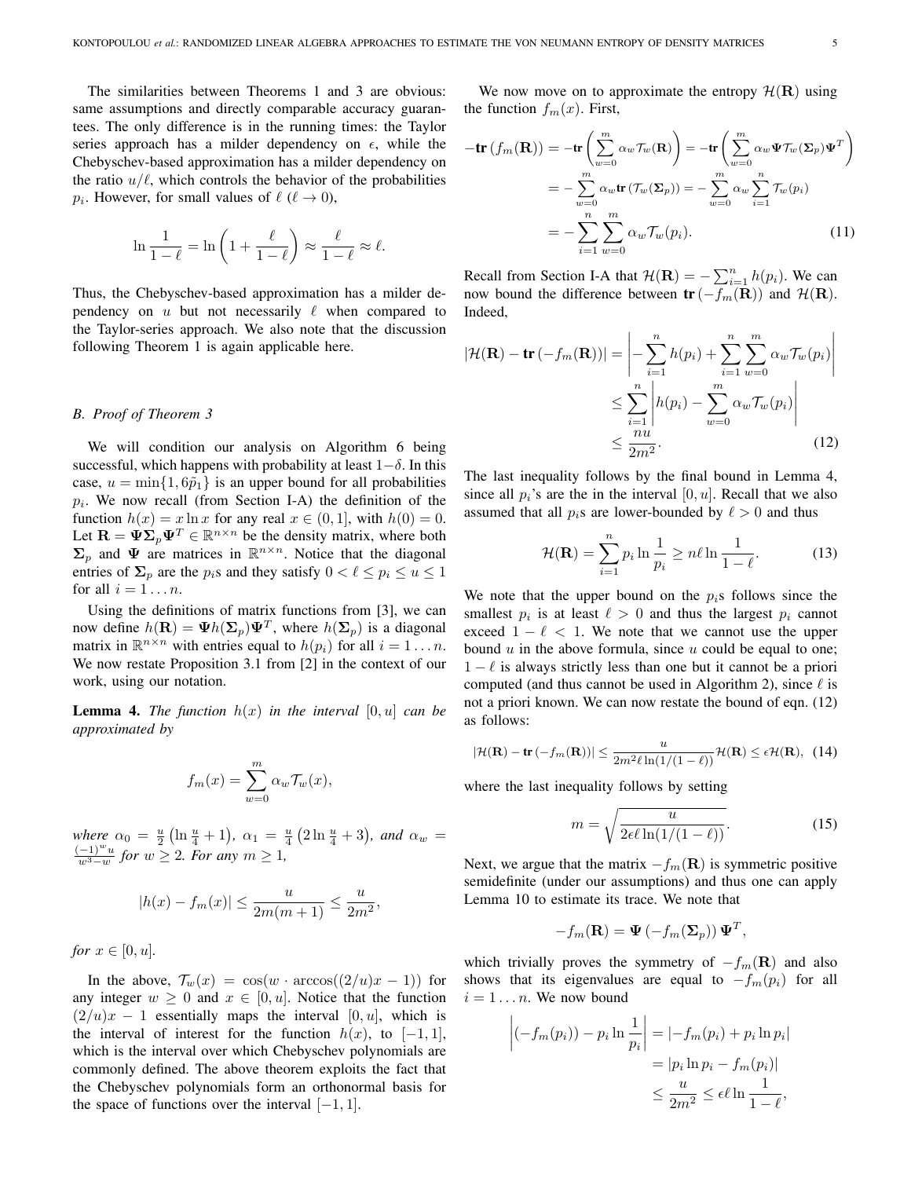The similarities between Theorems 1 and 3 are obvious: same assumptions and directly comparable accuracy guarantees. The only difference is in the running times: the Taylor series approach has a milder dependency on $\epsilon$, while the Chebyschev-based approximation has a milder dependency on the ratio $u/\ell$, which controls the behavior of the probabilities $p_i$. However, for small values of $\ell$ ($\ell \to 0$),

$$\ln \frac{1}{1-\ell} = \ln\left(1 + \frac{\ell}{1-\ell}\right) \approx \frac{\ell}{1-\ell} \approx \ell.$$

Thus, the Chebyschev-based approximation has a milder dependency on $u$ but not necessarily $\ell$ when compared to the Taylor-series approach. We also note that the discussion following Theorem 1 is again applicable here.

### B. Proof of Theorem 3

We will condition our analysis on Algorithm 6 being successful, which happens with probability at least $1-\delta$. In this case, $u = \min\{1, 6\tilde{p}_1\}$ is an upper bound for all probabilities $p_i$. We now recall (from Section I-A) the definition of the function $h(x) = x \ln x$ for any real $x \in (0, 1]$, with $h(0) = 0$. Let $\mathbf{R} = \mathbf{\Psi}\mathbf{\Sigma}_p\mathbf{\Psi}^T \in \mathbb{R}^{n\times n}$ be the density matrix, where both $\mathbf{\Sigma}_p$ and $\mathbf{\Psi}$ are matrices in $\mathbb{R}^{n\times n}$. Notice that the diagonal entries of $\mathbf{\Sigma}_p$ are the $p_i$s and they satisfy $0 < \ell \le p_i \le u \le 1$ for all $i = 1 \ldots n$.

Using the definitions of matrix functions from [3], we can now define $h(\mathbf{R}) = \mathbf{\Psi} h(\mathbf{\Sigma}_p)\mathbf{\Psi}^T$, where $h(\mathbf{\Sigma}_p)$ is a diagonal matrix in $\mathbb{R}^{n\times n}$ with entries equal to $h(p_i)$ for all $i = 1 \ldots n$. We now restate Proposition 3.1 from [2] in the context of our work, using our notation.

**Lemma 4.** *The function $h(x)$ in the interval $[0, u]$ can be approximated by*

$$f_m(x) = \sum_{w=0}^{m} \alpha_w \mathcal{T}_w(x),$$

*where $\alpha_0 = \frac{u}{2}\left(\ln \frac{u}{4} + 1\right)$, $\alpha_1 = \frac{u}{4}\left(2 \ln \frac{u}{4} + 3\right)$, and $\alpha_w = \frac{(-1)^w u}{w^3 - w}$ for $w \ge 2$. For any $m \ge 1$,*

$$|h(x) - f_m(x)| \le \frac{u}{2m(m+1)} \le \frac{u}{2m^2},$$

*for $x \in [0, u]$.*

In the above, $\mathcal{T}_w(x) = \cos(w \cdot \arccos((2/u)x - 1))$ for any integer $w \ge 0$ and $x \in [0, u]$. Notice that the function $(2/u)x - 1$ essentially maps the interval $[0, u]$, which is the interval of interest for the function $h(x)$, to $[-1, 1]$, which is the interval over which Chebyschev polynomials are commonly defined. The above theorem exploits the fact that the Chebyschev polynomials form an orthonormal basis for the space of functions over the interval $[-1, 1]$.

We now move on to approximate the entropy $\mathcal{H}(\mathbf{R})$ using the function $f_m(x)$. First,

$$\begin{aligned}
-\mathbf{tr}\left(f_m(\mathbf{R})\right) &= -\mathbf{tr}\left(\sum_{w=0}^{m} \alpha_w \mathcal{T}_w(\mathbf{R})\right) = -\mathbf{tr}\left(\sum_{w=0}^{m} \alpha_w \mathbf{\Psi}\mathcal{T}_w(\mathbf{\Sigma}_p)\mathbf{\Psi}^T\right) \\
&= -\sum_{w=0}^{m} \alpha_w \mathbf{tr}\left(\mathcal{T}_w(\mathbf{\Sigma}_p)\right) = -\sum_{w=0}^{m} \alpha_w \sum_{i=1}^{n} \mathcal{T}_w(p_i) \\
&= -\sum_{i=1}^{n}\sum_{w=0}^{m} \alpha_w \mathcal{T}_w(p_i). \qquad (11)
\end{aligned}$$

Recall from Section I-A that $\mathcal{H}(\mathbf{R}) = -\sum_{i=1}^{n} h(p_i)$. We can now bound the difference between $\mathbf{tr}\left(-f_m(\mathbf{R})\right)$ and $\mathcal{H}(\mathbf{R})$. Indeed,

$$\begin{aligned}
|\mathcal{H}(\mathbf{R}) - \mathbf{tr}\left(-f_m(\mathbf{R})\right)| &= \left|-\sum_{i=1}^{n} h(p_i) + \sum_{i=1}^{n}\sum_{w=0}^{m} \alpha_w \mathcal{T}_w(p_i)\right| \\
&\le \sum_{i=1}^{n}\left|h(p_i) - \sum_{w=0}^{m} \alpha_w \mathcal{T}_w(p_i)\right| \\
&\le \frac{nu}{2m^2}. \qquad (12)
\end{aligned}$$

The last inequality follows by the final bound in Lemma 4, since all $p_i$'s are the in the interval $[0, u]$. Recall that we also assumed that all $p_i$s are lower-bounded by $\ell > 0$ and thus

$$\mathcal{H}(\mathbf{R}) = \sum_{i=1}^{n} p_i \ln \frac{1}{p_i} \ge n\ell \ln \frac{1}{1-\ell}. \qquad (13)$$

We note that the upper bound on the $p_i$s follows since the smallest $p_i$ is at least $\ell > 0$ and thus the largest $p_i$ cannot exceed $1 - \ell < 1$. We note that we cannot use the upper bound $u$ in the above formula, since $u$ could be equal to one; $1 - \ell$ is always strictly less than one but it cannot be a priori computed (and thus cannot be used in Algorithm 2), since $\ell$ is not a priori known. We can now restate the bound of eqn. (12) as follows:

$$|\mathcal{H}(\mathbf{R}) - \mathbf{tr}\left(-f_m(\mathbf{R})\right)| \le \frac{u}{2m^2\ell\ln(1/(1-\ell))}\mathcal{H}(\mathbf{R}) \le \epsilon\mathcal{H}(\mathbf{R}), \quad (14)$$

where the last inequality follows by setting

$$m = \sqrt{\frac{u}{2\epsilon\ell\ln(1/(1-\ell))}}. \qquad (15)$$

Next, we argue that the matrix $-f_m(\mathbf{R})$ is symmetric positive semidefinite (under our assumptions) and thus one can apply Lemma 10 to estimate its trace. We note that

$$-f_m(\mathbf{R}) = \mathbf{\Psi}\left(-f_m(\mathbf{\Sigma}_p)\right)\mathbf{\Psi}^T,$$

which trivially proves the symmetry of $-f_m(\mathbf{R})$ and also shows that its eigenvalues are equal to $-f_m(p_i)$ for all $i = 1 \ldots n$. We now bound

$$\begin{aligned}
\left|(-f_m(p_i)) - p_i \ln \frac{1}{p_i}\right| &= |-f_m(p_i) + p_i \ln p_i| \\
&= |p_i \ln p_i - f_m(p_i)| \\
&\le \frac{u}{2m^2} \le \epsilon\ell\ln\frac{1}{1-\ell},
\end{aligned}$$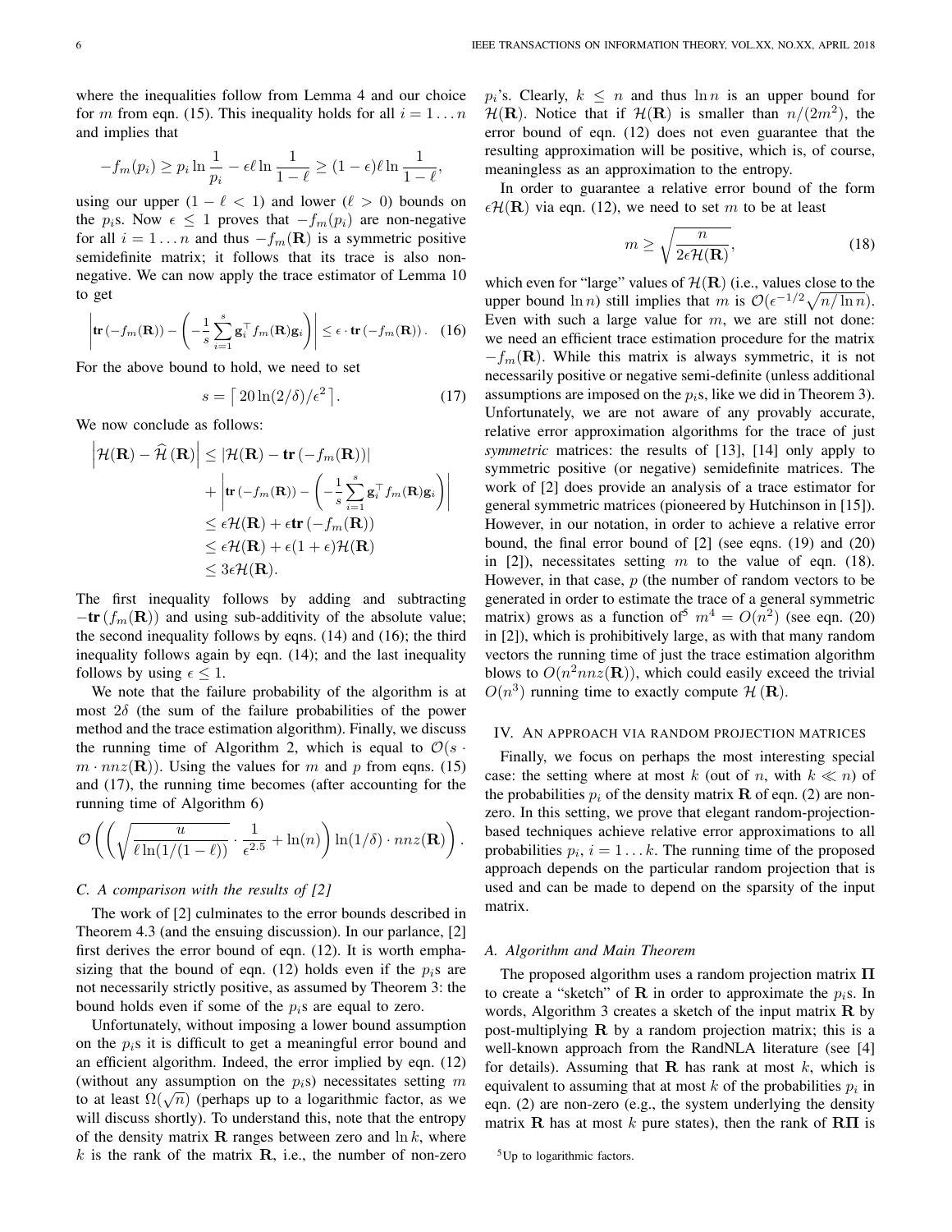where the inequalities follow from Lemma 4 and our choice for $m$ from eqn. (15). This inequality holds for all $i = 1 \dots n$ and implies that

$$-f_m(p_i) \geq p_i \ln \frac{1}{p_i} - \epsilon \ell \ln \frac{1}{1-\ell} \geq (1-\epsilon)\ell \ln \frac{1}{1-\ell},$$

using our upper ($1 - \ell < 1$) and lower ($\ell > 0$) bounds on the $p_i$s. Now $\epsilon \leq 1$ proves that $-f_m(p_i)$ are non-negative for all $i = 1 \dots n$ and thus $-f_m(\mathbf{R})$ is a symmetric positive semidefinite matrix; it follows that its trace is also non-negative. We can now apply the trace estimator of Lemma 10 to get

$$\left| \mathbf{tr}\left(-f_m(\mathbf{R})\right) - \left( -\frac{1}{s}\sum_{i=1}^{s} \mathbf{g}_i^\top f_m(\mathbf{R})\mathbf{g}_i \right) \right| \leq \epsilon \cdot \mathbf{tr}\left(-f_m(\mathbf{R})\right). \quad (16)$$

For the above bound to hold, we need to set

$$s = \left\lceil 20 \ln(2/\delta)/\epsilon^2 \right\rceil. \quad (17)$$

We now conclude as follows:

$$\begin{aligned}
\left| \mathcal{H}(\mathbf{R}) - \widehat{\mathcal{H}}(\mathbf{R}) \right| &\leq \left| \mathcal{H}(\mathbf{R}) - \mathbf{tr}\left(-f_m(\mathbf{R})\right) \right| \\
&\quad + \left| \mathbf{tr}\left(-f_m(\mathbf{R})\right) - \left( -\frac{1}{s}\sum_{i=1}^{s} \mathbf{g}_i^\top f_m(\mathbf{R})\mathbf{g}_i \right) \right| \\
&\leq \epsilon \mathcal{H}(\mathbf{R}) + \epsilon \mathbf{tr}\left(-f_m(\mathbf{R})\right) \\
&\leq \epsilon \mathcal{H}(\mathbf{R}) + \epsilon(1+\epsilon)\mathcal{H}(\mathbf{R}) \\
&\leq 3\epsilon \mathcal{H}(\mathbf{R}).
\end{aligned}$$

The first inequality follows by adding and subtracting $-\mathbf{tr}\left(f_m(\mathbf{R})\right)$ and using sub-additivity of the absolute value; the second inequality follows by eqns. (14) and (16); the third inequality follows again by eqn. (14); and the last inequality follows by using $\epsilon \leq 1$.

We note that the failure probability of the algorithm is at most $2\delta$ (the sum of the failure probabilities of the power method and the trace estimation algorithm). Finally, we discuss the running time of Algorithm 2, which is equal to $\mathcal{O}(s \cdot m \cdot nnz(\mathbf{R}))$. Using the values for $m$ and $p$ from eqns. (15) and (17), the running time becomes (after accounting for the running time of Algorithm 6)

$$\mathcal{O}\left( \left( \sqrt{\frac{u}{\ell \ln(1/(1-\ell))}} \cdot \frac{1}{\epsilon^{2.5}} + \ln(n) \right) \ln(1/\delta) \cdot nnz(\mathbf{R}) \right).$$

### C. A comparison with the results of [2]

The work of [2] culminates to the error bounds described in Theorem 4.3 (and the ensuing discussion). In our parlance, [2] first derives the error bound of eqn. (12). It is worth emphasizing that the bound of eqn. (12) holds even if the $p_i$s are not necessarily strictly positive, as assumed by Theorem 3: the bound holds even if some of the $p_i$s are equal to zero.

Unfortunately, without imposing a lower bound assumption on the $p_i$s it is difficult to get a meaningful error bound and an efficient algorithm. Indeed, the error implied by eqn. (12) (without any assumption on the $p_i$s) necessitates setting $m$ to at least $\Omega(\sqrt{n})$ (perhaps up to a logarithmic factor, as we will discuss shortly). To understand this, note that the entropy of the density matrix $\mathbf{R}$ ranges between zero and $\ln k$, where $k$ is the rank of the matrix $\mathbf{R}$, i.e., the number of non-zero $p_i$'s. Clearly, $k \leq n$ and thus $\ln n$ is an upper bound for $\mathcal{H}(\mathbf{R})$. Notice that if $\mathcal{H}(\mathbf{R})$ is smaller than $n/(2m^2)$, the error bound of eqn. (12) does not even guarantee that the resulting approximation will be positive, which is, of course, meaningless as an approximation to the entropy.

In order to guarantee a relative error bound of the form $\epsilon \mathcal{H}(\mathbf{R})$ via eqn. (12), we need to set $m$ to be at least

$$m \geq \sqrt{\frac{n}{2\epsilon \mathcal{H}(\mathbf{R})}}, \quad (18)$$

which even for "large" values of $\mathcal{H}(\mathbf{R})$ (i.e., values close to the upper bound $\ln n$) still implies that $m$ is $\mathcal{O}(\epsilon^{-1/2}\sqrt{n/\ln n})$. Even with such a large value for $m$, we are still not done: we need an efficient trace estimation procedure for the matrix $-f_m(\mathbf{R})$. While this matrix is always symmetric, it is not necessarily positive or negative semi-definite (unless additional assumptions are imposed on the $p_i$s, like we did in Theorem 3). Unfortunately, we are not aware of any provably accurate, relative error approximation algorithms for the trace of just *symmetric* matrices: the results of [13], [14] only apply to symmetric positive (or negative) semidefinite matrices. The work of [2] does provide an analysis of a trace estimator for general symmetric matrices (pioneered by Hutchinson in [15]). However, in our notation, in order to achieve a relative error bound, the final error bound of [2] (see eqns. (19) and (20) in [2]), necessitates setting $m$ to the value of eqn. (18). However, in that case, $p$ (the number of random vectors to be generated in order to estimate the trace of a general symmetric matrix) grows as a function of[5] $m^4 = O(n^2)$ (see eqn. (20) in [2]), which is prohibitively large, as with that many random vectors the running time of just the trace estimation algorithm blows to $O(n^2 nnz(\mathbf{R}))$, which could easily exceed the trivial $O(n^3)$ running time to exactly compute $\mathcal{H}(\mathbf{R})$.

## IV. An approach via random projection matrices

Finally, we focus on perhaps the most interesting special case: the setting where at most $k$ (out of $n$, with $k \ll n$) of the probabilities $p_i$ of the density matrix $\mathbf{R}$ of eqn. (2) are non-zero. In this setting, we prove that elegant random-projection-based techniques achieve relative error approximations to all probabilities $p_i$, $i = 1 \dots k$. The running time of the proposed approach depends on the particular random projection that is used and can be made to depend on the sparsity of the input matrix.

### A. Algorithm and Main Theorem

The proposed algorithm uses a random projection matrix $\mathbf{\Pi}$ to create a "sketch" of $\mathbf{R}$ in order to approximate the $p_i$s. In words, Algorithm 3 creates a sketch of the input matrix $\mathbf{R}$ by post-multiplying $\mathbf{R}$ by a random projection matrix; this is a well-known approach from the RandNLA literature (see [4] for details). Assuming that $\mathbf{R}$ has rank at most $k$, which is equivalent to assuming that at most $k$ of the probabilities $p_i$ in eqn. (2) are non-zero (e.g., the system underlying the density matrix $\mathbf{R}$ has at most $k$ pure states), then the rank of $\mathbf{R\Pi}$ is

[5] Up to logarithmic factors.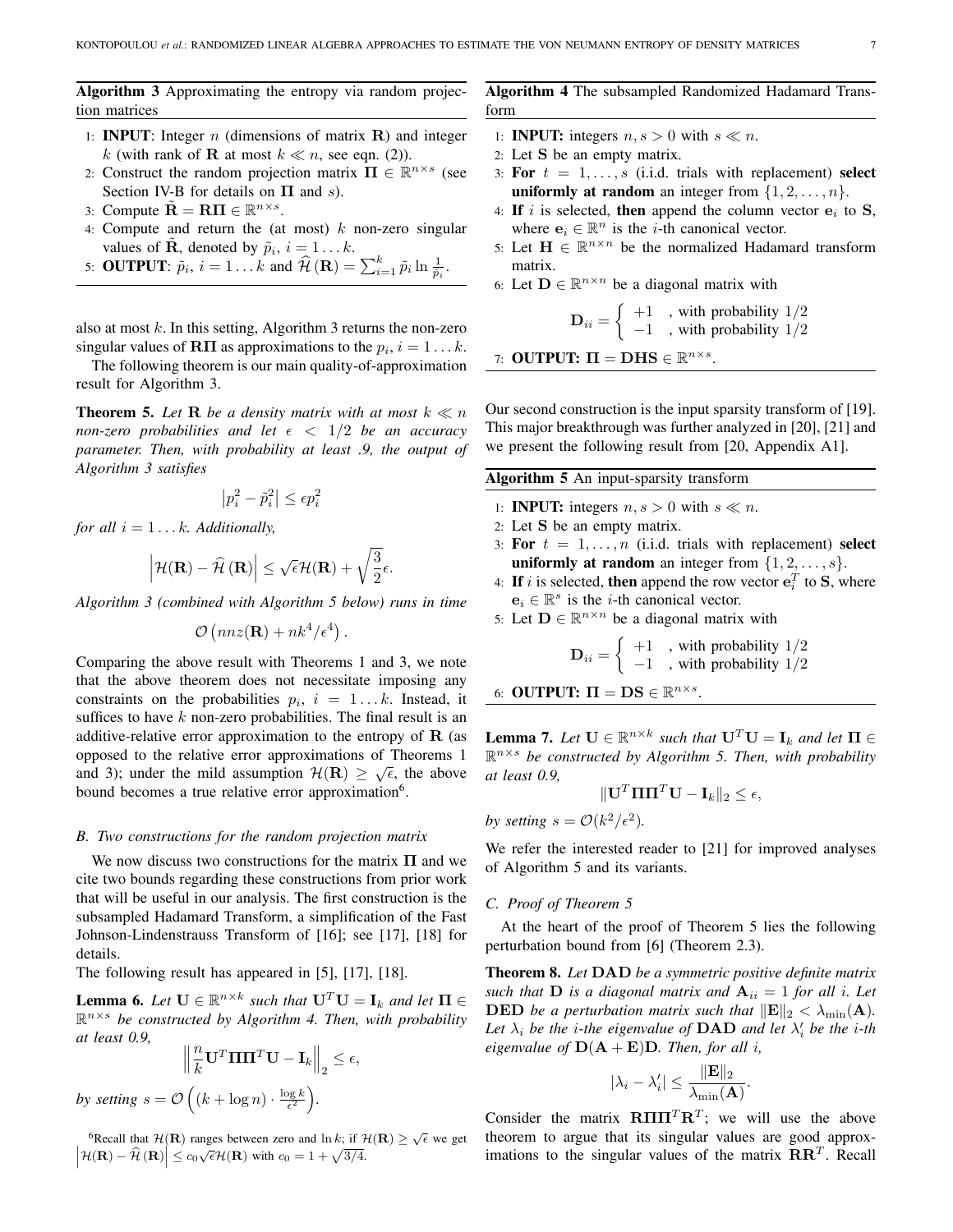**Algorithm 3** Approximating the entropy via random projection matrices

1: **INPUT**: Integer $n$ (dimensions of matrix $\mathbf{R}$) and integer $k$ (with rank of $\mathbf{R}$ at most $k \ll n$, see eqn. (2)).
2: Construct the random projection matrix $\mathbf{\Pi} \in \mathbb{R}^{n\times s}$ (see Section IV-B for details on $\mathbf{\Pi}$ and $s$).
3: Compute $\tilde{\mathbf{R}} = \mathbf{R}\mathbf{\Pi} \in \mathbb{R}^{n\times s}$.
4: Compute and return the (at most) $k$ non-zero singular values of $\tilde{\mathbf{R}}$, denoted by $\tilde{p}_i$, $i = 1 \ldots k$.
5: **OUTPUT**: $\tilde{p}_i$, $i = 1 \ldots k$ and $\widehat{\mathcal{H}}(\mathbf{R}) = \sum_{i=1}^{k} \tilde{p}_i \ln \frac{1}{\tilde{p}_i}$.

also at most $k$. In this setting, Algorithm 3 returns the non-zero singular values of $\mathbf{R}\mathbf{\Pi}$ as approximations to the $p_i$, $i = 1 \ldots k$.

The following theorem is our main quality-of-approximation result for Algorithm 3.

**Theorem 5.** *Let $\mathbf{R}$ be a density matrix with at most $k \ll n$ non-zero probabilities and let $\epsilon < 1/2$ be an accuracy parameter. Then, with probability at least .9, the output of Algorithm 3 satisfies*

$$\left|p_i^2 - \tilde{p}_i^2\right| \leq \epsilon p_i^2$$

*for all $i = 1 \ldots k$. Additionally,*

$$\left|\mathcal{H}(\mathbf{R}) - \widehat{\mathcal{H}}(\mathbf{R})\right| \leq \sqrt{\epsilon}\mathcal{H}(\mathbf{R}) + \sqrt{\frac{3}{2}}\epsilon.$$

*Algorithm 3 (combined with Algorithm 5 below) runs in time*

$$\mathcal{O}\left(nnz(\mathbf{R}) + nk^4/\epsilon^4\right).$$

Comparing the above result with Theorems 1 and 3, we note that the above theorem does not necessitate imposing any constraints on the probabilities $p_i$, $i = 1 \ldots k$. Instead, it suffices to have $k$ non-zero probabilities. The final result is an additive-relative error approximation to the entropy of $\mathbf{R}$ (as opposed to the relative error approximations of Theorems 1 and 3); under the mild assumption $\mathcal{H}(\mathbf{R}) \geq \sqrt{\epsilon}$, the above bound becomes a true relative error approximation[6].

### B. Two constructions for the random projection matrix

We now discuss two constructions for the matrix $\mathbf{\Pi}$ and we cite two bounds regarding these constructions from prior work that will be useful in our analysis. The first construction is the subsampled Hadamard Transform, a simplification of the Fast Johnson-Lindenstrauss Transform of [16]; see [17], [18] for details.

The following result has appeared in [5], [17], [18].

**Lemma 6.** *Let $\mathbf{U} \in \mathbb{R}^{n\times k}$ such that $\mathbf{U}^T\mathbf{U} = \mathbf{I}_k$ and let $\mathbf{\Pi} \in \mathbb{R}^{n\times s}$ be constructed by Algorithm 4. Then, with probability at least 0.9,*

$$\left\|\frac{n}{k}\mathbf{U}^T\mathbf{\Pi}\mathbf{\Pi}^T\mathbf{U} - \mathbf{I}_k\right\|_2 \leq \epsilon,$$

*by setting $s = \mathcal{O}\left((k + \log n) \cdot \frac{\log k}{\epsilon^2}\right)$.*

[6] Recall that $\mathcal{H}(\mathbf{R})$ ranges between zero and $\ln k$; if $\mathcal{H}(\mathbf{R}) \geq \sqrt{\epsilon}$ we get $\left|\mathcal{H}(\mathbf{R}) - \widehat{\mathcal{H}}(\mathbf{R})\right| \leq c_0\sqrt{\epsilon}\mathcal{H}(\mathbf{R})$ with $c_0 = 1 + \sqrt{3/4}$.

**Algorithm 4** The subsampled Randomized Hadamard Transform

1: **INPUT:** integers $n, s > 0$ with $s \ll n$.
2: Let $\mathbf{S}$ be an empty matrix.
3: **For** $t = 1, \ldots, s$ (i.i.d. trials with replacement) **select uniformly at random** an integer from $\{1, 2, \ldots, n\}$.
4: **If** $i$ is selected, **then** append the column vector $\mathbf{e}_i$ to $\mathbf{S}$, where $\mathbf{e}_i \in \mathbb{R}^n$ is the $i$-th canonical vector.
5: Let $\mathbf{H} \in \mathbb{R}^{n\times n}$ be the normalized Hadamard transform matrix.
6: Let $\mathbf{D} \in \mathbb{R}^{n\times n}$ be a diagonal matrix with

$$\mathbf{D}_{ii} = \begin{cases} +1 & \text{, with probability } 1/2 \\ -1 & \text{, with probability } 1/2 \end{cases}$$

7: **OUTPUT:** $\mathbf{\Pi} = \mathbf{DHS} \in \mathbb{R}^{n\times s}$.

Our second construction is the input sparsity transform of [19]. This major breakthrough was further analyzed in [20], [21] and we present the following result from [20, Appendix A1].

**Algorithm 5** An input-sparsity transform

1: **INPUT:** integers $n, s > 0$ with $s \ll n$.
2: Let $\mathbf{S}$ be an empty matrix.
3: **For** $t = 1, \ldots, n$ (i.i.d. trials with replacement) **select uniformly at random** an integer from $\{1, 2, \ldots, s\}$.
4: **If** $i$ is selected, **then** append the row vector $\mathbf{e}_i^T$ to $\mathbf{S}$, where $\mathbf{e}_i \in \mathbb{R}^s$ is the $i$-th canonical vector.
5: Let $\mathbf{D} \in \mathbb{R}^{n\times n}$ be a diagonal matrix with

$$\mathbf{D}_{ii} = \begin{cases} +1 & \text{, with probability } 1/2 \\ -1 & \text{, with probability } 1/2 \end{cases}$$

6: **OUTPUT:** $\mathbf{\Pi} = \mathbf{DS} \in \mathbb{R}^{n\times s}$.

**Lemma 7.** *Let $\mathbf{U} \in \mathbb{R}^{n\times k}$ such that $\mathbf{U}^T\mathbf{U} = \mathbf{I}_k$ and let $\mathbf{\Pi} \in \mathbb{R}^{n\times s}$ be constructed by Algorithm 5. Then, with probability at least 0.9,*

$$\|\mathbf{U}^T\mathbf{\Pi}\mathbf{\Pi}^T\mathbf{U} - \mathbf{I}_k\|_2 \leq \epsilon,$$

*by setting $s = \mathcal{O}(k^2/\epsilon^2)$.*

We refer the interested reader to [21] for improved analyses of Algorithm 5 and its variants.

### C. Proof of Theorem 5

At the heart of the proof of Theorem 5 lies the following perturbation bound from [6] (Theorem 2.3).

**Theorem 8.** *Let $\mathbf{DAD}$ be a symmetric positive definite matrix such that $\mathbf{D}$ is a diagonal matrix and $\mathbf{A}_{ii} = 1$ for all $i$. Let $\mathbf{DED}$ be a perturbation matrix such that $\|\mathbf{E}\|_2 < \lambda_{\min}(\mathbf{A})$. Let $\lambda_i$ be the $i$-the eigenvalue of $\mathbf{DAD}$ and let $\lambda_i'$ be the $i$-th eigenvalue of $\mathbf{D}(\mathbf{A}+\mathbf{E})\mathbf{D}$. Then, for all $i$,*

$$|\lambda_i - \lambda_i'| \leq \frac{\|\mathbf{E}\|_2}{\lambda_{\min}(\mathbf{A})}.$$

Consider the matrix $\mathbf{R}\mathbf{\Pi}\mathbf{\Pi}^T\mathbf{R}^T$; we will use the above theorem to argue that its singular values are good approximations to the singular values of the matrix $\mathbf{R}\mathbf{R}^T$. Recall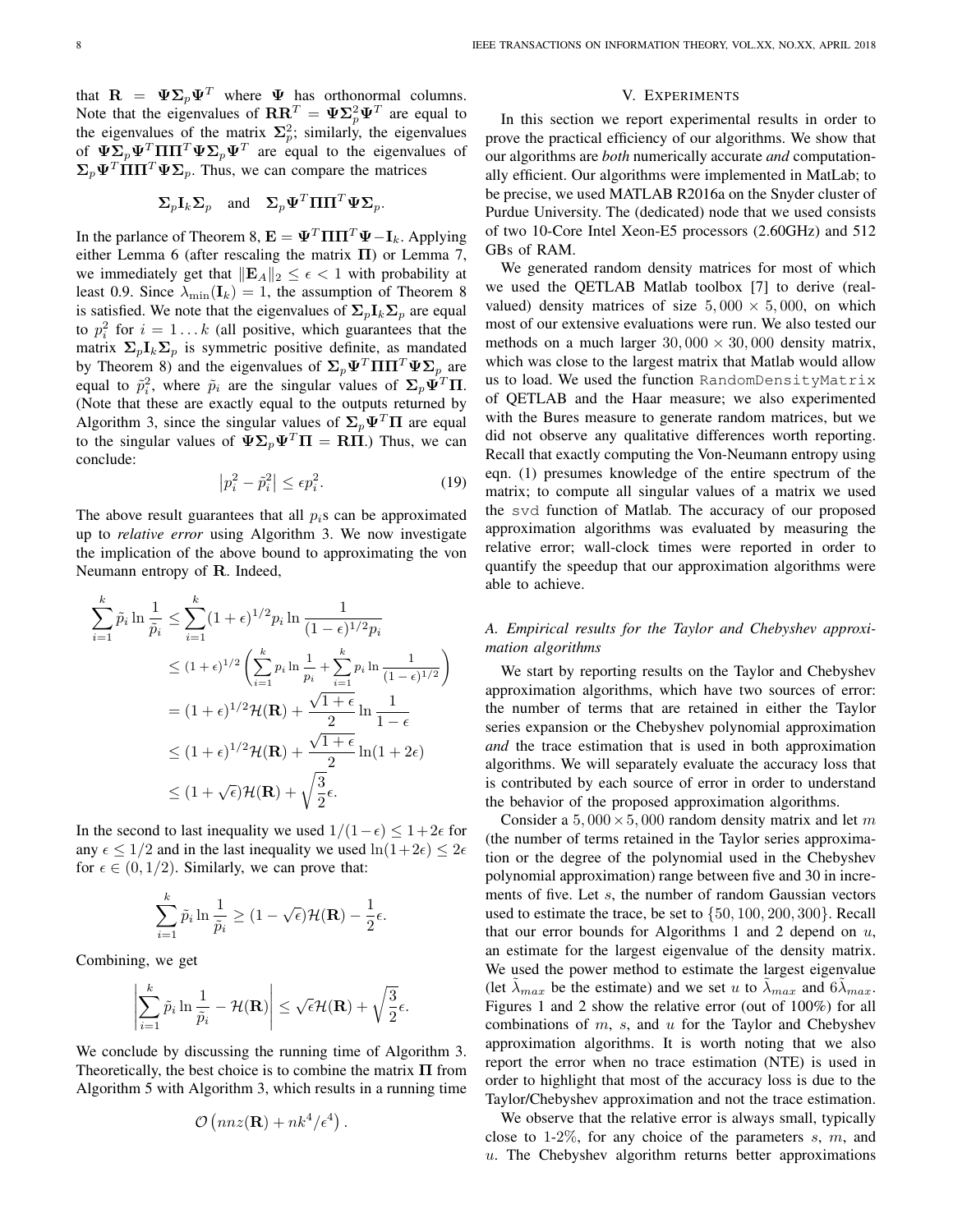that $\mathbf{R} = \mathbf{\Psi}\mathbf{\Sigma}_p\mathbf{\Psi}^T$ where $\mathbf{\Psi}$ has orthonormal columns. Note that the eigenvalues of $\mathbf{R}\mathbf{R}^T = \mathbf{\Psi}\mathbf{\Sigma}_p^2\mathbf{\Psi}^T$ are equal to the eigenvalues of the matrix $\mathbf{\Sigma}_p^2$; similarly, the eigenvalues of $\mathbf{\Psi}\mathbf{\Sigma}_p\mathbf{\Psi}^T\mathbf{\Pi}\mathbf{\Pi}^T\mathbf{\Psi}\mathbf{\Sigma}_p\mathbf{\Psi}^T$ are equal to the eigenvalues of $\mathbf{\Sigma}_p\mathbf{\Psi}^T\mathbf{\Pi}\mathbf{\Pi}^T\mathbf{\Psi}\mathbf{\Sigma}_p$. Thus, we can compare the matrices

$$\mathbf{\Sigma}_p\mathbf{I}_k\mathbf{\Sigma}_p \quad \text{and} \quad \mathbf{\Sigma}_p\mathbf{\Psi}^T\mathbf{\Pi}\mathbf{\Pi}^T\mathbf{\Psi}\mathbf{\Sigma}_p.$$

In the parlance of Theorem 8, $\mathbf{E} = \mathbf{\Psi}^T\mathbf{\Pi}\mathbf{\Pi}^T\mathbf{\Psi} - \mathbf{I}_k$. Applying either Lemma 6 (after rescaling the matrix $\mathbf{\Pi}$) or Lemma 7, we immediately get that $\|\mathbf{E}_A\|_2 \leq \epsilon < 1$ with probability at least 0.9. Since $\lambda_{\min}(\mathbf{I}_k) = 1$, the assumption of Theorem 8 is satisfied. We note that the eigenvalues of $\mathbf{\Sigma}_p\mathbf{I}_k\mathbf{\Sigma}_p$ are equal to $p_i^2$ for $i = 1 \ldots k$ (all positive, which guarantees that the matrix $\mathbf{\Sigma}_p\mathbf{I}_k\mathbf{\Sigma}_p$ is symmetric positive definite, as mandated by Theorem 8) and the eigenvalues of $\mathbf{\Sigma}_p\mathbf{\Psi}^T\mathbf{\Pi}\mathbf{\Pi}^T\mathbf{\Psi}\mathbf{\Sigma}_p$ are equal to $\tilde{p}_i^2$, where $\tilde{p}_i$ are the singular values of $\mathbf{\Sigma}_p\mathbf{\Psi}^T\mathbf{\Pi}$. (Note that these are exactly equal to the outputs returned by Algorithm 3, since the singular values of $\mathbf{\Sigma}_p\mathbf{\Psi}^T\mathbf{\Pi}$ are equal to the singular values of $\mathbf{\Psi}\mathbf{\Sigma}_p\mathbf{\Psi}^T\mathbf{\Pi} = \mathbf{R}\mathbf{\Pi}$.) Thus, we can conclude:

$$\left|p_i^2 - \tilde{p}_i^2\right| \leq \epsilon p_i^2. \tag{19}$$

The above result guarantees that all $p_i$s can be approximated up to *relative error* using Algorithm 3. We now investigate the implication of the above bound to approximating the von Neumann entropy of $\mathbf{R}$. Indeed,

$$\begin{aligned}
\sum_{i=1}^{k} \tilde{p}_i \ln \frac{1}{\tilde{p}_i} &\leq \sum_{i=1}^{k} (1+\epsilon)^{1/2} p_i \ln \frac{1}{(1-\epsilon)^{1/2} p_i} \\
&\leq (1+\epsilon)^{1/2} \left( \sum_{i=1}^{k} p_i \ln \frac{1}{p_i} + \sum_{i=1}^{k} p_i \ln \frac{1}{(1-\epsilon)^{1/2}} \right) \\
&= (1+\epsilon)^{1/2}\mathcal{H}(\mathbf{R}) + \frac{\sqrt{1+\epsilon}}{2} \ln \frac{1}{1-\epsilon} \\
&\leq (1+\epsilon)^{1/2}\mathcal{H}(\mathbf{R}) + \frac{\sqrt{1+\epsilon}}{2} \ln(1+2\epsilon) \\
&\leq (1+\sqrt{\epsilon})\mathcal{H}(\mathbf{R}) + \sqrt{\frac{3}{2}}\epsilon.
\end{aligned}$$

In the second to last inequality we used $1/(1-\epsilon) \leq 1+2\epsilon$ for any $\epsilon \leq 1/2$ and in the last inequality we used $\ln(1+2\epsilon) \leq 2\epsilon$ for $\epsilon \in (0, 1/2)$. Similarly, we can prove that:

$$\sum_{i=1}^{k} \tilde{p}_i \ln \frac{1}{\tilde{p}_i} \geq (1-\sqrt{\epsilon})\mathcal{H}(\mathbf{R}) - \frac{1}{2}\epsilon.$$

Combining, we get

$$\left| \sum_{i=1}^{k} \tilde{p}_i \ln \frac{1}{\tilde{p}_i} - \mathcal{H}(\mathbf{R}) \right| \leq \sqrt{\epsilon}\mathcal{H}(\mathbf{R}) + \sqrt{\frac{3}{2}}\epsilon.$$

We conclude by discussing the running time of Algorithm 3. Theoretically, the best choice is to combine the matrix $\mathbf{\Pi}$ from Algorithm 5 with Algorithm 3, which results in a running time

$$\mathcal{O}\left(nnz(\mathbf{R}) + nk^4/\epsilon^4\right).$$

## V. EXPERIMENTS

In this section we report experimental results in order to prove the practical efficiency of our algorithms. We show that our algorithms are *both* numerically accurate *and* computationally efficient. Our algorithms were implemented in MatLab; to be precise, we used MATLAB R2016a on the Snyder cluster of Purdue University. The (dedicated) node that we used consists of two 10-Core Intel Xeon-E5 processors (2.60GHz) and 512 GBs of RAM.

We generated random density matrices for most of which we used the QETLAB Matlab toolbox [7] to derive (real-valued) density matrices of size $5,000 \times 5,000$, on which most of our extensive evaluations were run. We also tested our methods on a much larger $30,000 \times 30,000$ density matrix, which was close to the largest matrix that Matlab would allow us to load. We used the function `RandomDensityMatrix` of QETLAB and the Haar measure; we also experimented with the Bures measure to generate random matrices, but we did not observe any qualitative differences worth reporting. Recall that exactly computing the Von-Neumann entropy using eqn. (1) presumes knowledge of the entire spectrum of the matrix; to compute all singular values of a matrix we used the `svd` function of Matlab. The accuracy of our proposed approximation algorithms was evaluated by measuring the relative error; wall-clock times were reported in order to quantify the speedup that our approximation algorithms were able to achieve.

### A. Empirical results for the Taylor and Chebyshev approximation algorithms

We start by reporting results on the Taylor and Chebyshev approximation algorithms, which have two sources of error: the number of terms that are retained in either the Taylor series expansion or the Chebyshev polynomial approximation *and* the trace estimation that is used in both approximation algorithms. We will separately evaluate the accuracy loss that is contributed by each source of error in order to understand the behavior of the proposed approximation algorithms.

Consider a $5,000 \times 5,000$ random density matrix and let $m$ (the number of terms retained in the Taylor series approximation or the degree of the polynomial used in the Chebyshev polynomial approximation) range between five and 30 in increments of five. Let $s$, the number of random Gaussian vectors used to estimate the trace, be set to $\{50, 100, 200, 300\}$. Recall that our error bounds for Algorithms 1 and 2 depend on $u$, an estimate for the largest eigenvalue of the density matrix. We used the power method to estimate the largest eigenvalue (let $\tilde{\lambda}_{max}$ be the estimate) and we set $u$ to $\tilde{\lambda}_{max}$ and $6\tilde{\lambda}_{max}$. Figures 1 and 2 show the relative error (out of 100%) for all combinations of $m$, $s$, and $u$ for the Taylor and Chebyshev approximation algorithms. It is worth noting that we also report the error when no trace estimation (NTE) is used in order to highlight that most of the accuracy loss is due to the Taylor/Chebyshev approximation and not the trace estimation.

We observe that the relative error is always small, typically close to 1-2%, for any choice of the parameters $s$, $m$, and $u$. The Chebyshev algorithm returns better approximations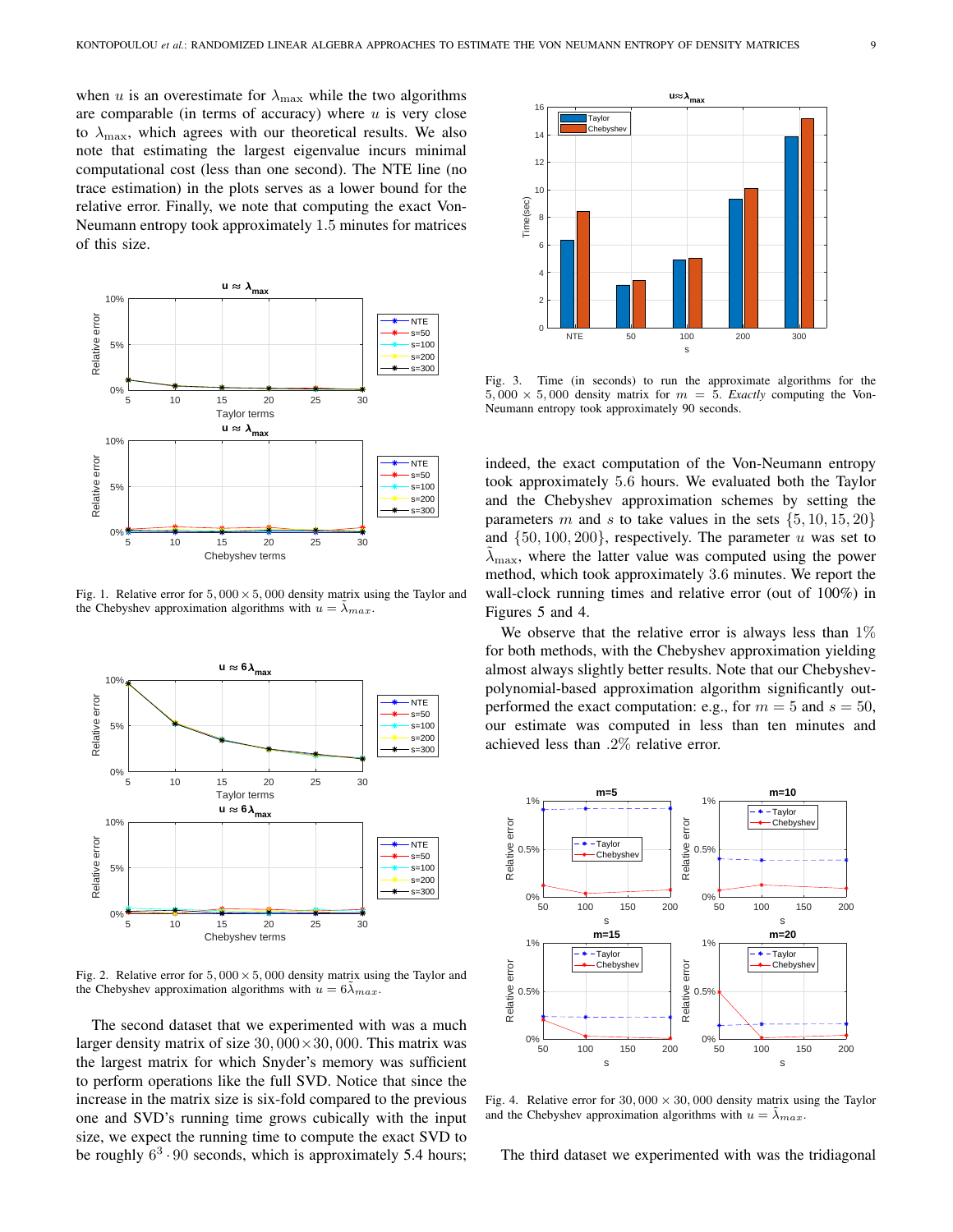when $u$ is an overestimate for $\lambda_{\max}$ while the two algorithms are comparable (in terms of accuracy) where $u$ is very close to $\lambda_{\max}$, which agrees with our theoretical results. We also note that estimating the largest eigenvalue incurs minimal computational cost (less than one second). The NTE line (no trace estimation) in the plots serves as a lower bound for the relative error. Finally, we note that computing the exact Von-Neumann entropy took approximately 1.5 minutes for matrices of this size.

Fig. 1. Relative error for $5,000 \times 5,000$ density matrix using the Taylor and the Chebyshev approximation algorithms with $u = \tilde{\lambda}_{max}$.

Fig. 2. Relative error for $5,000 \times 5,000$ density matrix using the Taylor and the Chebyshev approximation algorithms with $u = 6\tilde{\lambda}_{max}$.

The second dataset that we experimented with was a much larger density matrix of size $30,000 \times 30,000$. This matrix was the largest matrix for which Snyder's memory was sufficient to perform operations like the full SVD. Notice that since the increase in the matrix size is six-fold compared to the previous one and SVD's running time grows cubically with the input size, we expect the running time to compute the exact SVD to be roughly $6^3 \cdot 90$ seconds, which is approximately 5.4 hours; indeed, the exact computation of the Von-Neumann entropy took approximately 5.6 hours. We evaluated both the Taylor and the Chebyshev approximation schemes by setting the parameters $m$ and $s$ to take values in the sets $\{5, 10, 15, 20\}$ and $\{50, 100, 200\}$, respectively. The parameter $u$ was set to $\tilde{\lambda}_{\max}$, where the latter value was computed using the power method, which took approximately 3.6 minutes. We report the wall-clock running times and relative error (out of 100%) in Figures 5 and 4.

Fig. 3. Time (in seconds) to run the approximate algorithms for the $5,000 \times 5,000$ density matrix for $m = 5$. *Exactly* computing the Von-Neumann entropy took approximately 90 seconds.

We observe that the relative error is always less than 1% for both methods, with the Chebyshev approximation yielding almost always slightly better results. Note that our Chebyshev-polynomial-based approximation algorithm significantly outperformed the exact computation: e.g., for $m = 5$ and $s = 50$, our estimate was computed in less than ten minutes and achieved less than .2% relative error.

Fig. 4. Relative error for $30,000 \times 30,000$ density matrix using the Taylor and the Chebyshev approximation algorithms with $u = \tilde{\lambda}_{max}$.

The third dataset we experimented with was the tridiagonal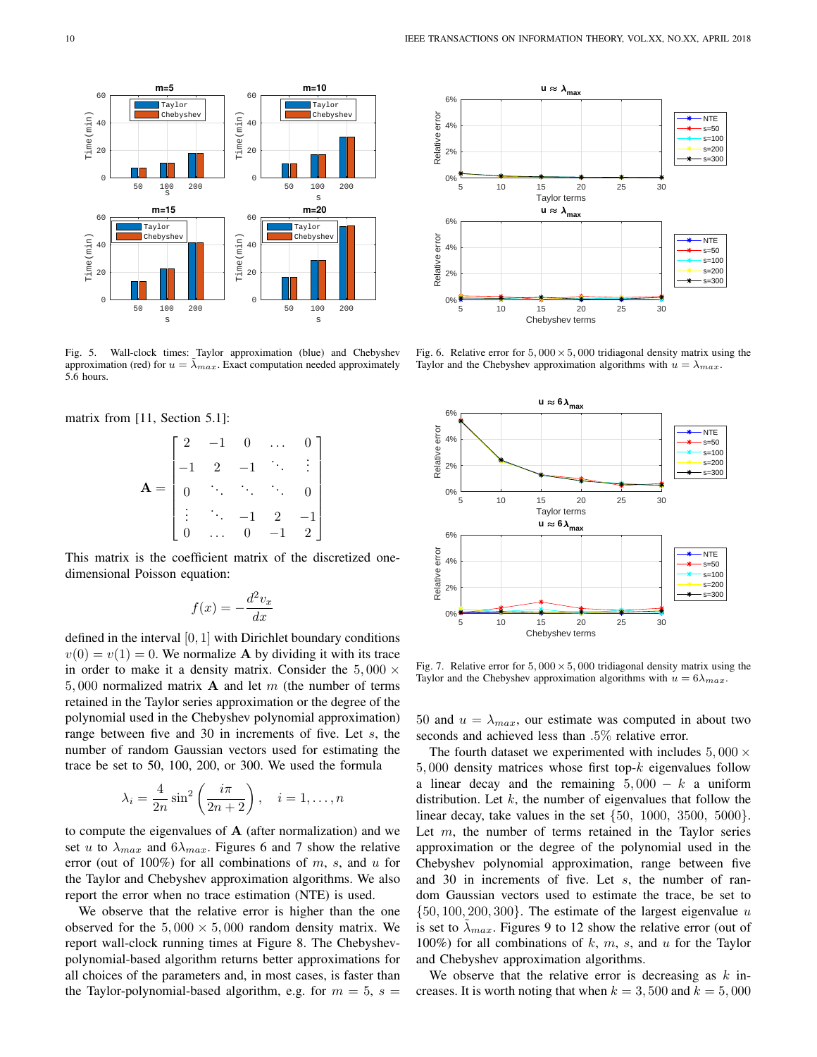Fig. 5. Wall-clock times: Taylor approximation (blue) and Chebyshev approximation (red) for $u = \tilde{\lambda}_{max}$. Exact computation needed approximately 5.6 hours.

Fig. 6. Relative error for $5,000 \times 5,000$ tridiagonal density matrix using the Taylor and the Chebyshev approximation algorithms with $u = \lambda_{max}$.

Fig. 7. Relative error for $5,000 \times 5,000$ tridiagonal density matrix using the Taylor and the Chebyshev approximation algorithms with $u = 6\lambda_{max}$.

matrix from [11, Section 5.1]:

$$\mathbf{A} = \begin{bmatrix} 2 & -1 & 0 & \dots & 0 \\ -1 & 2 & -1 & \ddots & \vdots \\ 0 & \ddots & \ddots & \ddots & 0 \\ \vdots & \ddots & -1 & 2 & -1 \\ 0 & \dots & 0 & -1 & 2 \end{bmatrix}$$

This matrix is the coefficient matrix of the discretized one-dimensional Poisson equation:

$$f(x) = -\frac{d^2 v_x}{dx}$$

defined in the interval $[0, 1]$ with Dirichlet boundary conditions $v(0) = v(1) = 0$. We normalize $\mathbf{A}$ by dividing it with its trace in order to make it a density matrix. Consider the $5,000 \times 5,000$ normalized matrix $\mathbf{A}$ and let $m$ (the number of terms retained in the Taylor series approximation or the degree of the polynomial used in the Chebyshev polynomial approximation) range between five and 30 in increments of five. Let $s$, the number of random Gaussian vectors used for estimating the trace be set to 50, 100, 200, or 300. We used the formula

$$\lambda_i = \frac{4}{2n} \sin^2\left(\frac{i\pi}{2n+2}\right), \quad i = 1, \dots, n$$

to compute the eigenvalues of $\mathbf{A}$ (after normalization) and we set $u$ to $\lambda_{max}$ and $6\lambda_{max}$. Figures 6 and 7 show the relative error (out of 100%) for all combinations of $m$, $s$, and $u$ for the Taylor and Chebyshev approximation algorithms. We also report the error when no trace estimation (NTE) is used.

We observe that the relative error is higher than the one observed for the $5,000 \times 5,000$ random density matrix. We report wall-clock running times at Figure 8. The Chebyshev-polynomial-based algorithm returns better approximations for all choices of the parameters and, in most cases, is faster than the Taylor-polynomial-based algorithm, e.g. for $m = 5$, $s = 50$ and $u = \lambda_{max}$, our estimate was computed in about two seconds and achieved less than $.5\%$ relative error.

The fourth dataset we experimented with includes $5,000 \times 5,000$ density matrices whose first top-$k$ eigenvalues follow a linear decay and the remaining $5,000 - k$ a uniform distribution. Let $k$, the number of eigenvalues that follow the linear decay, take values in the set $\{50, 1000, 3500, 5000\}$. Let $m$, the number of terms retained in the Taylor series approximation or the degree of the polynomial used in the Chebyshev polynomial approximation, range between five and 30 in increments of five. Let $s$, the number of random Gaussian vectors used to estimate the trace, be set to $\{50, 100, 200, 300\}$. The estimate of the largest eigenvalue $u$ is set to $\tilde{\lambda}_{max}$. Figures 9 to 12 show the relative error (out of 100%) for all combinations of $k$, $m$, $s$, and $u$ for the Taylor and Chebyshev approximation algorithms.

We observe that the relative error is decreasing as $k$ increases. It is worth noting that when $k = 3,500$ and $k = 5,000$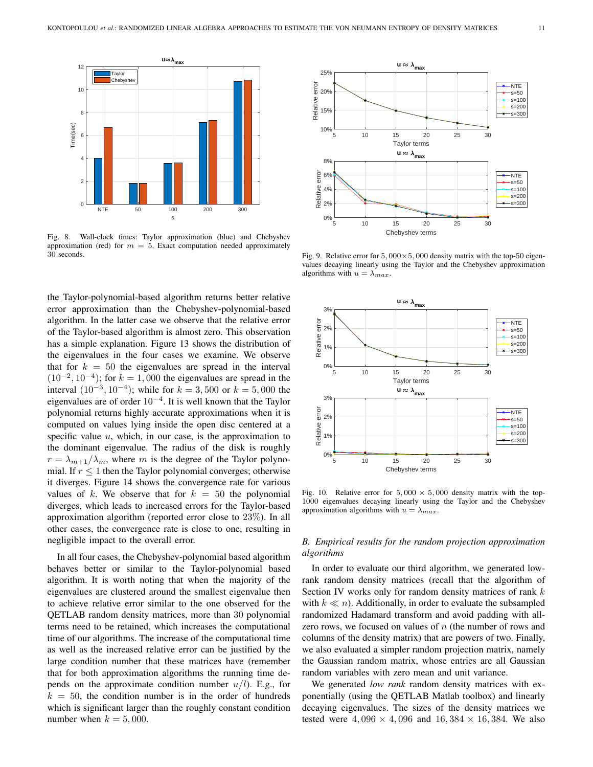Fig. 8. Wall-clock times: Taylor approximation (blue) and Chebyshev approximation (red) for $m = 5$. Exact computation needed approximately 30 seconds.

Fig. 9. Relative error for $5,000 \times 5,000$ density matrix with the top-50 eigenvalues decaying linearly using the Taylor and the Chebyshev approximation algorithms with $u = \lambda_{max}$.

Fig. 10. Relative error for $5,000 \times 5,000$ density matrix with the top-1000 eigenvalues decaying linearly using the Taylor and the Chebyshev approximation algorithms with $u = \lambda_{max}$.

the Taylor-polynomial-based algorithm returns better relative error approximation than the Chebyshev-polynomial-based algorithm. In the latter case we observe that the relative error of the Taylor-based algorithm is almost zero. This observation has a simple explanation. Figure 13 shows the distribution of the eigenvalues in the four cases we examine. We observe that for $k = 50$ the eigenvalues are spread in the interval $(10^{-2}, 10^{-4})$; for $k = 1,000$ the eigenvalues are spread in the interval $(10^{-3}, 10^{-4})$; while for $k = 3,500$ or $k = 5,000$ the eigenvalues are of order $10^{-4}$. It is well known that the Taylor polynomial returns highly accurate approximations when it is computed on values lying inside the open disc centered at a specific value $u$, which, in our case, is the approximation to the dominant eigenvalue. The radius of the disk is roughly $r = \lambda_{m+1}/\lambda_m$, where $m$ is the degree of the Taylor polynomial. If $r \leq 1$ then the Taylor polynomial converges; otherwise it diverges. Figure 14 shows the convergence rate for various values of $k$. We observe that for $k = 50$ the polynomial diverges, which leads to increased errors for the Taylor-based approximation algorithm (reported error close to $23\%$). In all other cases, the convergence rate is close to one, resulting in negligible impact to the overall error.

In all four cases, the Chebyshev-polynomial based algorithm behaves better or similar to the Taylor-polynomial based algorithm. It is worth noting that when the majority of the eigenvalues are clustered around the smallest eigenvalue then to achieve relative error similar to the one observed for the QETLAB random density matrices, more than 30 polynomial terms need to be retained, which increases the computational time of our algorithms. The increase of the computational time as well as the increased relative error can be justified by the large condition number that these matrices have (remember that for both approximation algorithms the running time depends on the approximate condition number $u/l$). E.g., for $k = 50$, the condition number is in the order of hundreds which is significant larger than the roughly constant condition number when $k = 5,000$.

### B. Empirical results for the random projection approximation algorithms

In order to evaluate our third algorithm, we generated low-rank random density matrices (recall that the algorithm of Section IV works only for random density matrices of rank $k$ with $k \ll n$). Additionally, in order to evaluate the subsampled randomized Hadamard transform and avoid padding with all-zero rows, we focused on values of $n$ (the number of rows and columns of the density matrix) that are powers of two. Finally, we also evaluated a simpler random projection matrix, namely the Gaussian random matrix, whose entries are all Gaussian random variables with zero mean and unit variance.

We generated *low rank* random density matrices with exponentially (using the QETLAB Matlab toolbox) and linearly decaying eigenvalues. The sizes of the density matrices we tested were $4,096 \times 4,096$ and $16,384 \times 16,384$. We also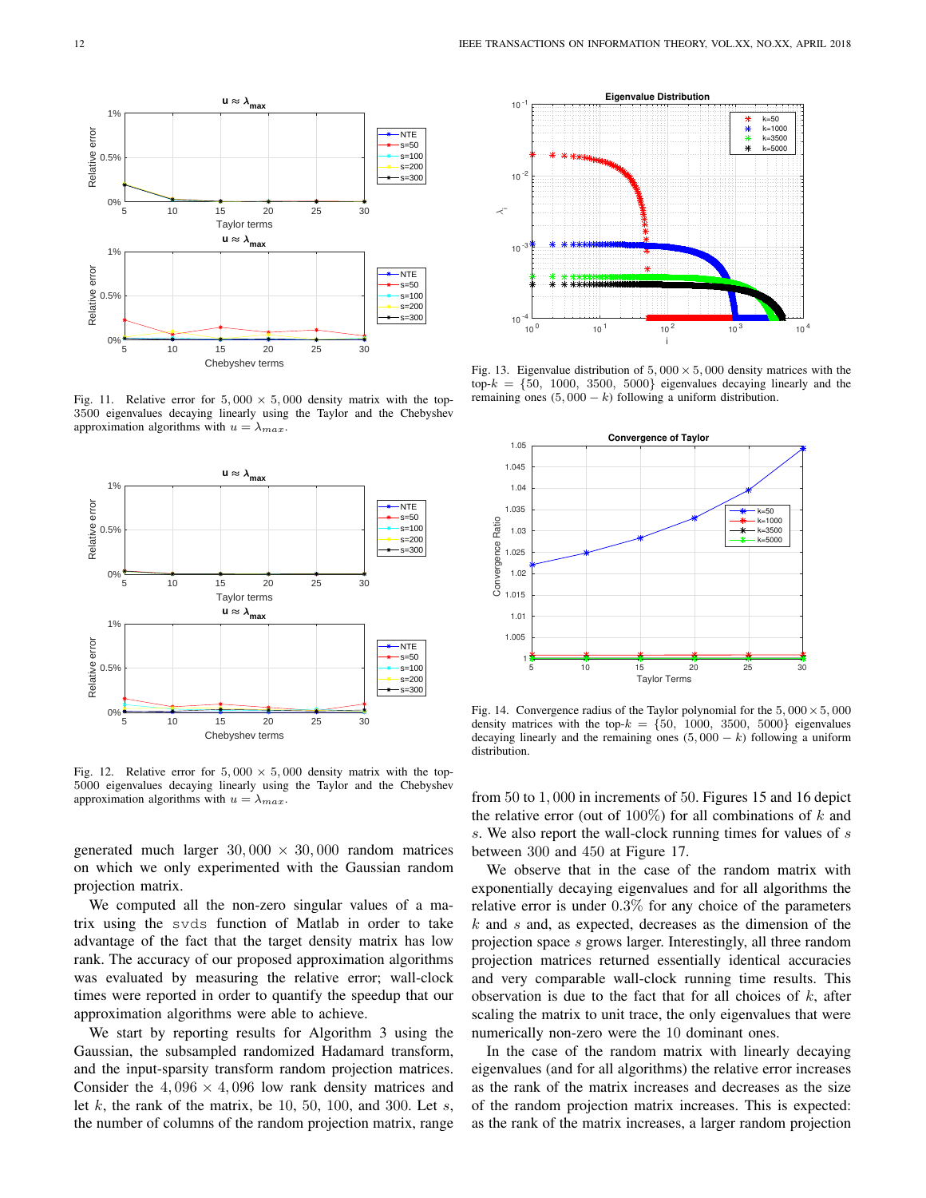Fig. 11. Relative error for $5,000 \times 5,000$ density matrix with the top-3500 eigenvalues decaying linearly using the Taylor and the Chebyshev approximation algorithms with $u = \lambda_{max}$.

Fig. 12. Relative error for $5,000 \times 5,000$ density matrix with the top-5000 eigenvalues decaying linearly using the Taylor and the Chebyshev approximation algorithms with $u = \lambda_{max}$.

Fig. 13. Eigenvalue distribution of $5,000 \times 5,000$ density matrices with the top-$k = \{50, \ 1000, \ 3500, \ 5000\}$ eigenvalues decaying linearly and the remaining ones $(5,000 - k)$ following a uniform distribution.

Fig. 14. Convergence radius of the Taylor polynomial for the $5,000 \times 5,000$ density matrices with the top-$k = \{50, \ 1000, \ 3500, \ 5000\}$ eigenvalues decaying linearly and the remaining ones $(5,000 - k)$ following a uniform distribution.

generated much larger $30,000 \times 30,000$ random matrices on which we only experimented with the Gaussian random projection matrix.

We computed all the non-zero singular values of a matrix using the `svds` function of Matlab in order to take advantage of the fact that the target density matrix has low rank. The accuracy of our proposed approximation algorithms was evaluated by measuring the relative error; wall-clock times were reported in order to quantify the speedup that our approximation algorithms were able to achieve.

We start by reporting results for Algorithm 3 using the Gaussian, the subsampled randomized Hadamard transform, and the input-sparsity transform random projection matrices. Consider the $4,096 \times 4,096$ low rank density matrices and let $k$, the rank of the matrix, be 10, 50, 100, and 300. Let $s$, the number of columns of the random projection matrix, range from 50 to $1,000$ in increments of 50. Figures 15 and 16 depict the relative error (out of 100%) for all combinations of $k$ and $s$. We also report the wall-clock running times for values of $s$ between 300 and 450 at Figure 17.

We observe that in the case of the random matrix with exponentially decaying eigenvalues and for all algorithms the relative error is under 0.3% for any choice of the parameters $k$ and $s$ and, as expected, decreases as the dimension of the projection space $s$ grows larger. Interestingly, all three random projection matrices returned essentially identical accuracies and very comparable wall-clock running time results. This observation is due to the fact that for all choices of $k$, after scaling the matrix to unit trace, the only eigenvalues that were numerically non-zero were the 10 dominant ones.

In the case of the random matrix with linearly decaying eigenvalues (and for all algorithms) the relative error increases as the rank of the matrix increases and decreases as the size of the random projection matrix increases. This is expected: as the rank of the matrix increases, a larger random projection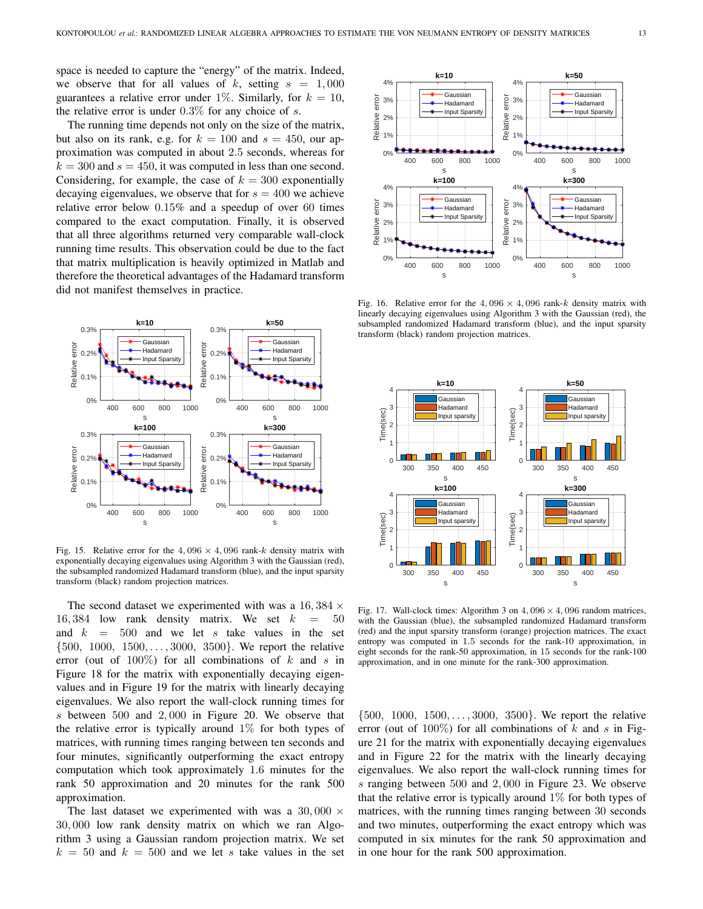space is needed to capture the "energy" of the matrix. Indeed, we observe that for all values of $k$, setting $s = 1,000$ guarantees a relative error under $1\%$. Similarly, for $k = 10$, the relative error is under $0.3\%$ for any choice of $s$.

The running time depends not only on the size of the matrix, but also on its rank, e.g. for $k = 100$ and $s = 450$, our approximation was computed in about 2.5 seconds, whereas for $k = 300$ and $s = 450$, it was computed in less than one second. Considering, for example, the case of $k = 300$ exponentially decaying eigenvalues, we observe that for $s = 400$ we achieve relative error below $0.15\%$ and a speedup of over 60 times compared to the exact computation. Finally, it is observed that all three algorithms returned very comparable wall-clock running time results. This observation could be due to the fact that matrix multiplication is heavily optimized in Matlab and therefore the theoretical advantages of the Hadamard transform did not manifest themselves in practice.

Fig. 15. Relative error for the $4,096 \times 4,096$ rank-$k$ density matrix with exponentially decaying eigenvalues using Algorithm 3 with the Gaussian (red), the subsampled randomized Hadamard transform (blue), and the input sparsity transform (black) random projection matrices.

The second dataset we experimented with was a $16,384 \times 16,384$ low rank density matrix. We set $k = 50$ and $k = 500$ and we let $s$ take values in the set $\{500, 1000, 1500, \ldots, 3000, 3500\}$. We report the relative error (out of $100\%$) for all combinations of $k$ and $s$ in Figure 18 for the matrix with exponentially decaying eigenvalues and in Figure 19 for the matrix with linearly decaying eigenvalues. We also report the wall-clock running times for $s$ between 500 and $2,000$ in Figure 20. We observe that the relative error is typically around $1\%$ for both types of matrices, with running times ranging between ten seconds and four minutes, significantly outperforming the exact entropy computation which took approximately 1.6 minutes for the rank 50 approximation and 20 minutes for the rank 500 approximation.

The last dataset we experimented with was a $30,000 \times 30,000$ low rank density matrix on which we ran Algorithm 3 using a Gaussian random projection matrix. We set $k = 50$ and $k = 500$ and we let $s$ take values in the set $\{500, 1000, 1500, \ldots, 3000, 3500\}$. We report the relative error (out of $100\%$) for all combinations of $k$ and $s$ in Figure 21 for the matrix with exponentially decaying eigenvalues and in Figure 22 for the matrix with the linearly decaying eigenvalues. We also report the wall-clock running times for $s$ ranging between 500 and $2,000$ in Figure 23. We observe that the relative error is typically around $1\%$ for both types of matrices, with the running times ranging between 30 seconds and two minutes, outperforming the exact entropy which was computed in six minutes for the rank 50 approximation and in one hour for the rank 500 approximation.

Fig. 16. Relative error for the $4,096 \times 4,096$ rank-$k$ density matrix with linearly decaying eigenvalues using Algorithm 3 with the Gaussian (red), the subsampled randomized Hadamard transform (blue), and the input sparsity transform (black) random projection matrices.

Fig. 17. Wall-clock times: Algorithm 3 on $4,096 \times 4,096$ random matrices, with the Gaussian (blue), the subsampled randomized Hadamard transform (red) and the input sparsity transform (orange) projection matrices. The exact entropy was computed in 1.5 seconds for the rank-10 approximation, in eight seconds for the rank-50 approximation, in 15 seconds for the rank-100 approximation, and in one minute for the rank-300 approximation.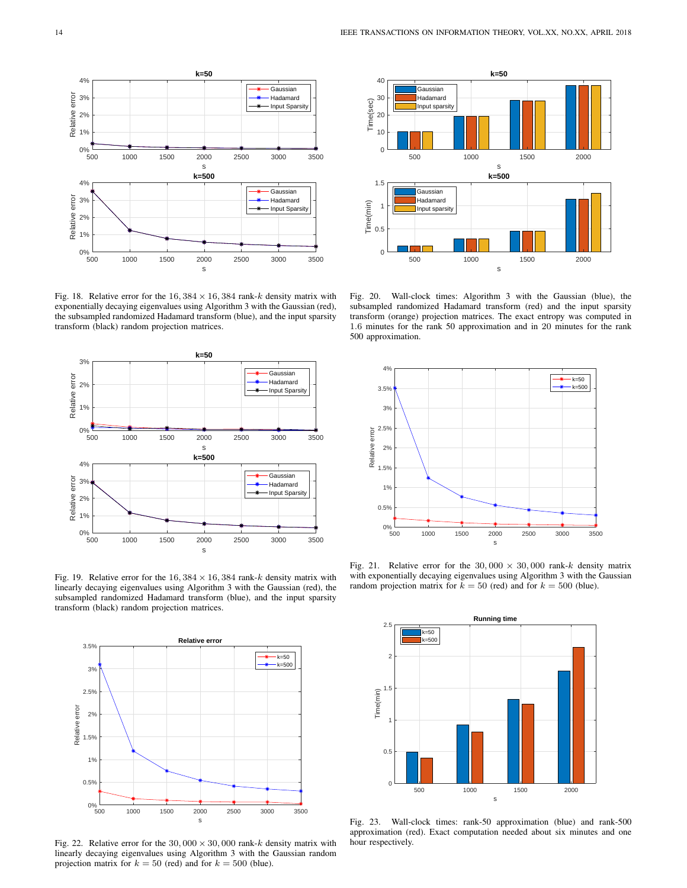Fig. 18. Relative error for the $16,384 \times 16,384$ rank-$k$ density matrix with exponentially decaying eigenvalues using Algorithm 3 with the Gaussian (red), the subsampled randomized Hadamard transform (blue), and the input sparsity transform (black) random projection matrices.

Fig. 19. Relative error for the $16,384 \times 16,384$ rank-$k$ density matrix with linearly decaying eigenvalues using Algorithm 3 with the Gaussian (red), the subsampled randomized Hadamard transform (blue), and the input sparsity transform (black) random projection matrices.

Fig. 22. Relative error for the $30,000 \times 30,000$ rank-$k$ density matrix with linearly decaying eigenvalues using Algorithm 3 with the Gaussian random projection matrix for $k = 50$ (red) and for $k = 500$ (blue).

Fig. 20. Wall-clock times: Algorithm 3 with the Gaussian (blue), the subsampled randomized Hadamard transform (red) and the input sparsity transform (orange) projection matrices. The exact entropy was computed in 1.6 minutes for the rank 50 approximation and in 20 minutes for the rank 500 approximation.

Fig. 21. Relative error for the $30,000 \times 30,000$ rank-$k$ density matrix with exponentially decaying eigenvalues using Algorithm 3 with the Gaussian random projection matrix for $k = 50$ (red) and for $k = 500$ (blue).

Fig. 23. Wall-clock times: rank-50 approximation (blue) and rank-500 approximation (red). Exact computation needed about six minutes and one hour respectively.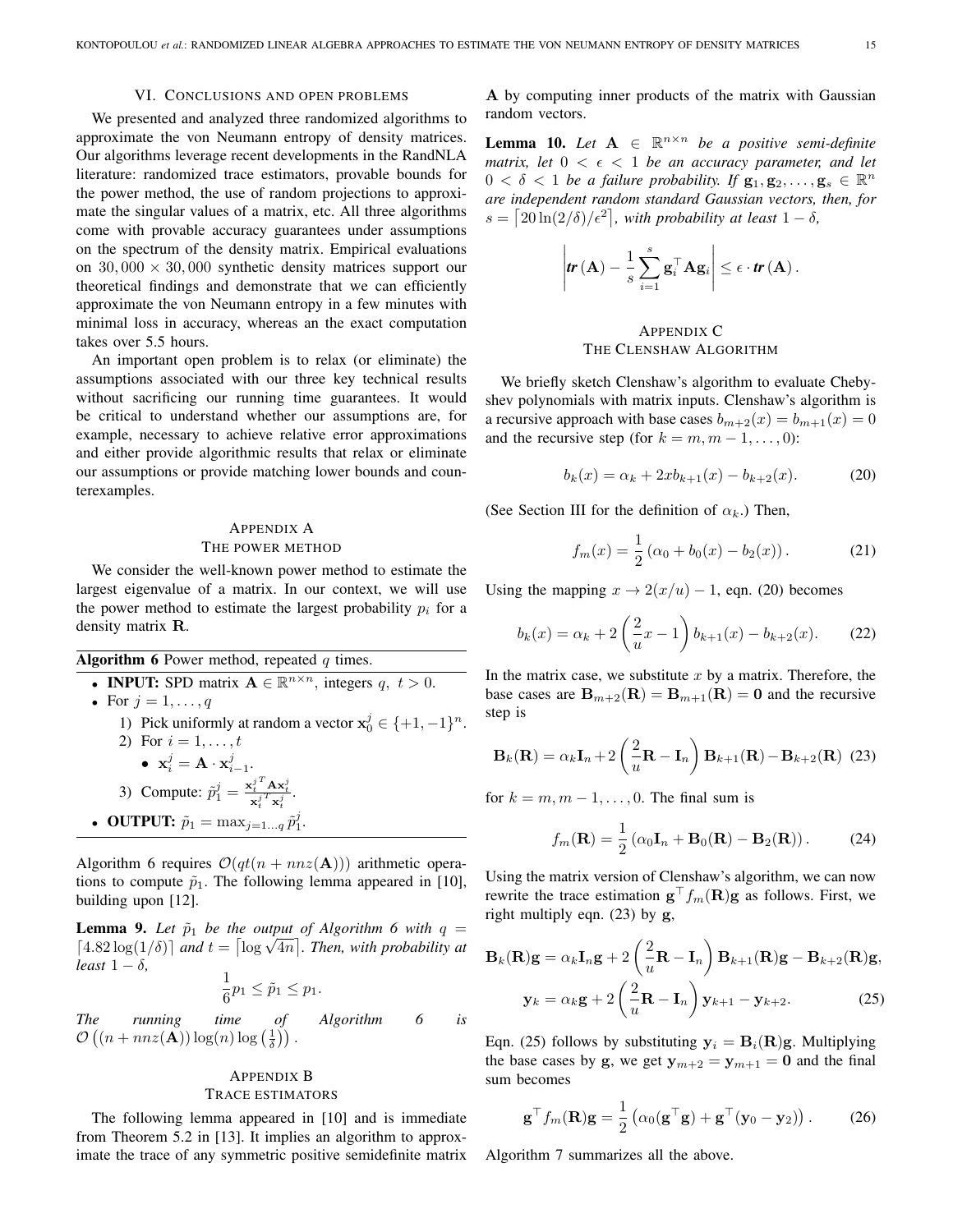## VI. Conclusions and open problems

We presented and analyzed three randomized algorithms to approximate the von Neumann entropy of density matrices. Our algorithms leverage recent developments in the RandNLA literature: randomized trace estimators, provable bounds for the power method, the use of random projections to approximate the singular values of a matrix, etc. All three algorithms come with provable accuracy guarantees under assumptions on the spectrum of the density matrix. Empirical evaluations on $30,000 \times 30,000$ synthetic density matrices support our theoretical findings and demonstrate that we can efficiently approximate the von Neumann entropy in a few minutes with minimal loss in accuracy, whereas an the exact computation takes over 5.5 hours.

An important open problem is to relax (or eliminate) the assumptions associated with our three key technical results without sacrificing our running time guarantees. It would be critical to understand whether our assumptions are, for example, necessary to achieve relative error approximations and either provide algorithmic results that relax or eliminate our assumptions or provide matching lower bounds and counterexamples.

## Appendix A
## The power method

We consider the well-known power method to estimate the largest eigenvalue of a matrix. In our context, we will use the power method to estimate the largest probability $p_i$ for a density matrix $\mathbf{R}$.

**Algorithm 6** Power method, repeated $q$ times.

- **INPUT:** SPD matrix $\mathbf{A} \in \mathbb{R}^{n \times n}$, integers $q,\ t > 0$.
- For $j = 1, \ldots, q$
  1) Pick uniformly at random a vector $\mathbf{x}_0^j \in \{+1, -1\}^n$.
  2) For $i = 1, \ldots, t$
     - $\mathbf{x}_i^j = \mathbf{A} \cdot \mathbf{x}_{i-1}^j$.
  3) Compute: $\tilde{p}_1^j = \frac{\mathbf{x}_t^{j\,T} \mathbf{A} \mathbf{x}_t^j}{\mathbf{x}_t^{j\,T} \mathbf{x}_t^j}$.
- **OUTPUT:** $\tilde{p}_1 = \max_{j=1\ldots q} \tilde{p}_1^j$.

Algorithm 6 requires $\mathcal{O}(qt(n + nnz(\mathbf{A})))$ arithmetic operations to compute $\tilde{p}_1$. The following lemma appeared in [10], building upon [12].

**Lemma 9.** *Let $\tilde{p}_1$ be the output of Algorithm 6 with $q = \lceil 4.82 \log(1/\delta) \rceil$ and $t = \lceil \log \sqrt{4n} \rceil$. Then, with probability at least $1 - \delta$,*

$$\frac{1}{6} p_1 \leq \tilde{p}_1 \leq p_1.$$

*The running time of Algorithm 6 is $\mathcal{O}\left((n + nnz(\mathbf{A})) \log(n) \log\left(\frac{1}{\delta}\right)\right)$.*

## Appendix B
## Trace estimators

The following lemma appeared in [10] and is immediate from Theorem 5.2 in [13]. It implies an algorithm to approximate the trace of any symmetric positive semidefinite matrix $\mathbf{A}$ by computing inner products of the matrix with Gaussian random vectors.

**Lemma 10.** *Let $\mathbf{A} \in \mathbb{R}^{n \times n}$ be a positive semi-definite matrix, let $0 < \epsilon < 1$ be an accuracy parameter, and let $0 < \delta < 1$ be a failure probability. If $\mathbf{g}_1, \mathbf{g}_2, \ldots, \mathbf{g}_s \in \mathbb{R}^n$ are independent random standard Gaussian vectors, then, for $s = \lceil 20 \ln(2/\delta)/\epsilon^2 \rceil$, with probability at least $1 - \delta$,*

$$\left| \textbf{\textit{tr}}\,(\mathbf{A}) - \frac{1}{s} \sum_{i=1}^{s} \mathbf{g}_i^\top \mathbf{A} \mathbf{g}_i \right| \leq \epsilon \cdot \textbf{\textit{tr}}\,(\mathbf{A}).$$

## Appendix C
## The Clenshaw Algorithm

We briefly sketch Clenshaw's algorithm to evaluate Chebyshev polynomials with matrix inputs. Clenshaw's algorithm is a recursive approach with base cases $b_{m+2}(x) = b_{m+1}(x) = 0$ and the recursive step (for $k = m, m-1, \ldots, 0$):

$$b_k(x) = \alpha_k + 2x b_{k+1}(x) - b_{k+2}(x). \tag{20}$$

(See Section III for the definition of $\alpha_k$.) Then,

$$f_m(x) = \frac{1}{2}\left(\alpha_0 + b_0(x) - b_2(x)\right). \tag{21}$$

Using the mapping $x \to 2(x/u) - 1$, eqn. (20) becomes

$$b_k(x) = \alpha_k + 2\left(\frac{2}{u}x - 1\right) b_{k+1}(x) - b_{k+2}(x). \tag{22}$$

In the matrix case, we substitute $x$ by a matrix. Therefore, the base cases are $\mathbf{B}_{m+2}(\mathbf{R}) = \mathbf{B}_{m+1}(\mathbf{R}) = \mathbf{0}$ and the recursive step is

$$\mathbf{B}_k(\mathbf{R}) = \alpha_k \mathbf{I}_n + 2\left(\frac{2}{u}\mathbf{R} - \mathbf{I}_n\right) \mathbf{B}_{k+1}(\mathbf{R}) - \mathbf{B}_{k+2}(\mathbf{R}) \tag{23}$$

for $k = m, m-1, \ldots, 0$. The final sum is

$$f_m(\mathbf{R}) = \frac{1}{2}\left(\alpha_0 \mathbf{I}_n + \mathbf{B}_0(\mathbf{R}) - \mathbf{B}_2(\mathbf{R})\right). \tag{24}$$

Using the matrix version of Clenshaw's algorithm, we can now rewrite the trace estimation $\mathbf{g}^\top f_m(\mathbf{R}) \mathbf{g}$ as follows. First, we right multiply eqn. (23) by $\mathbf{g}$,

$$\mathbf{B}_k(\mathbf{R})\mathbf{g} = \alpha_k \mathbf{I}_n \mathbf{g} + 2\left(\frac{2}{u}\mathbf{R} - \mathbf{I}_n\right) \mathbf{B}_{k+1}(\mathbf{R})\mathbf{g} - \mathbf{B}_{k+2}(\mathbf{R})\mathbf{g},$$

$$\mathbf{y}_k = \alpha_k \mathbf{g} + 2\left(\frac{2}{u}\mathbf{R} - \mathbf{I}_n\right) \mathbf{y}_{k+1} - \mathbf{y}_{k+2}. \tag{25}$$

Eqn. (25) follows by substituting $\mathbf{y}_i = \mathbf{B}_i(\mathbf{R})\mathbf{g}$. Multiplying the base cases by $\mathbf{g}$, we get $\mathbf{y}_{m+2} = \mathbf{y}_{m+1} = \mathbf{0}$ and the final sum becomes

$$\mathbf{g}^\top f_m(\mathbf{R}) \mathbf{g} = \frac{1}{2}\left(\alpha_0 (\mathbf{g}^\top \mathbf{g}) + \mathbf{g}^\top (\mathbf{y}_0 - \mathbf{y}_2)\right). \tag{26}$$

Algorithm 7 summarizes all the above.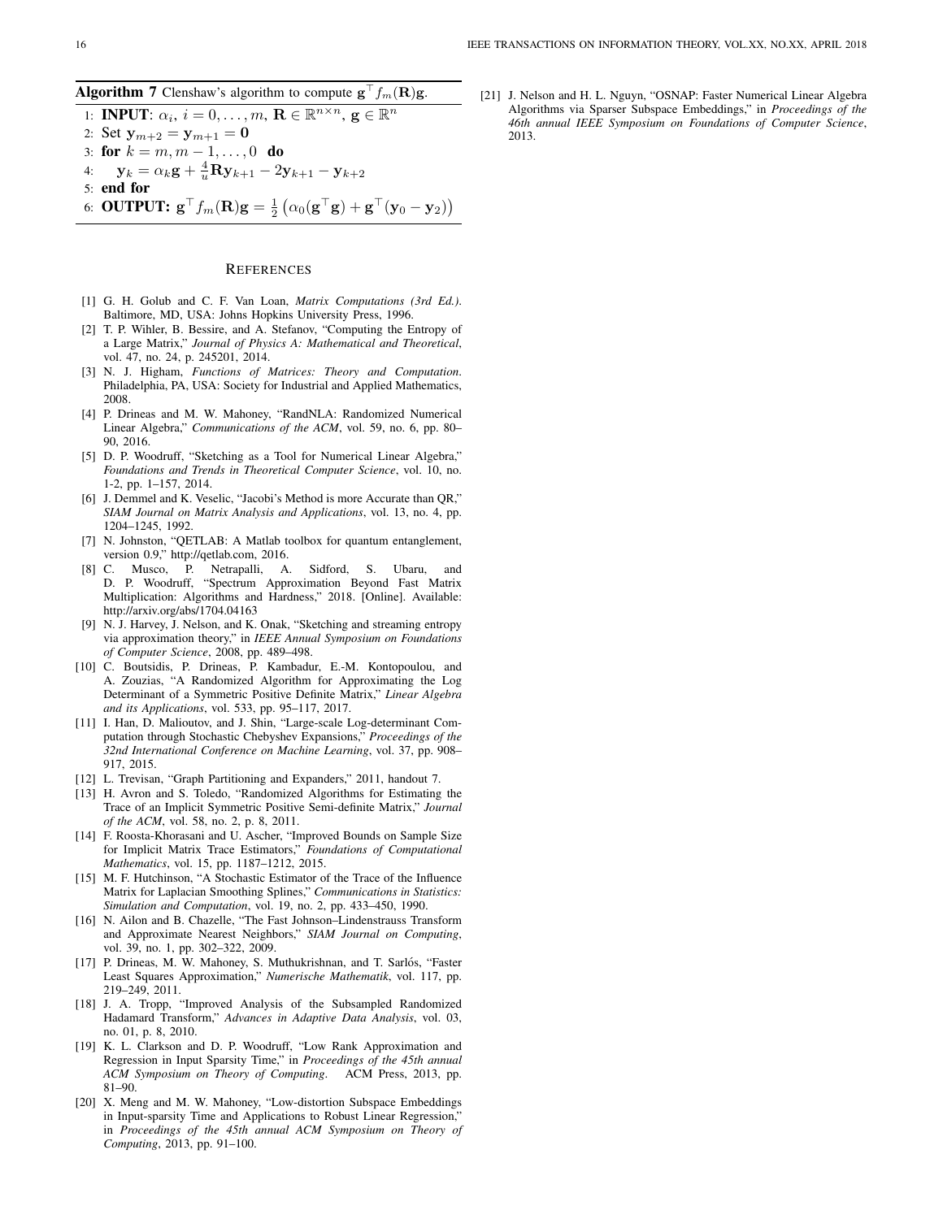**Algorithm 7** Clenshaw's algorithm to compute $\mathbf{g}^\top f_m(\mathbf{R})\mathbf{g}$.

1: **INPUT**: $\alpha_i,\ i = 0, \ldots, m,\ \mathbf{R} \in \mathbb{R}^{n \times n},\ \mathbf{g} \in \mathbb{R}^n$
2: Set $\mathbf{y}_{m+2} = \mathbf{y}_{m+1} = \mathbf{0}$
3: **for** $k = m, m-1, \ldots, 0$ **do**
4: $\quad \mathbf{y}_k = \alpha_k \mathbf{g} + \frac{4}{u}\mathbf{R}\mathbf{y}_{k+1} - 2\mathbf{y}_{k+1} - \mathbf{y}_{k+2}$
5: **end for**
6: **OUTPUT:** $\mathbf{g}^\top f_m(\mathbf{R})\mathbf{g} = \frac{1}{2}\left(\alpha_0(\mathbf{g}^\top \mathbf{g}) + \mathbf{g}^\top(\mathbf{y}_0 - \mathbf{y}_2)\right)$

## References

[1] G. H. Golub and C. F. Van Loan, *Matrix Computations (3rd Ed.)*. Baltimore, MD, USA: Johns Hopkins University Press, 1996.

[2] T. P. Wihler, B. Bessire, and A. Stefanov, "Computing the Entropy of a Large Matrix," *Journal of Physics A: Mathematical and Theoretical*, vol. 47, no. 24, p. 245201, 2014.

[3] N. J. Higham, *Functions of Matrices: Theory and Computation*. Philadelphia, PA, USA: Society for Industrial and Applied Mathematics, 2008.

[4] P. Drineas and M. W. Mahoney, "RandNLA: Randomized Numerical Linear Algebra," *Communications of the ACM*, vol. 59, no. 6, pp. 80–90, 2016.

[5] D. P. Woodruff, "Sketching as a Tool for Numerical Linear Algebra," *Foundations and Trends in Theoretical Computer Science*, vol. 10, no. 1-2, pp. 1–157, 2014.

[6] J. Demmel and K. Veselic, "Jacobi's Method is more Accurate than QR," *SIAM Journal on Matrix Analysis and Applications*, vol. 13, no. 4, pp. 1204–1245, 1992.

[7] N. Johnston, "QETLAB: A Matlab toolbox for quantum entanglement, version 0.9," http://qetlab.com, 2016.

[8] C. Musco, P. Netrapalli, A. Sidford, S. Ubaru, and D. P. Woodruff, "Spectrum Approximation Beyond Fast Matrix Multiplication: Algorithms and Hardness," 2018. [Online]. Available: http://arxiv.org/abs/1704.04163

[9] N. J. Harvey, J. Nelson, and K. Onak, "Sketching and streaming entropy via approximation theory," in *IEEE Annual Symposium on Foundations of Computer Science*, 2008, pp. 489–498.

[10] C. Boutsidis, P. Drineas, P. Kambadur, E.-M. Kontopoulou, and A. Zouzias, "A Randomized Algorithm for Approximating the Log Determinant of a Symmetric Positive Definite Matrix," *Linear Algebra and its Applications*, vol. 533, pp. 95–117, 2017.

[11] I. Han, D. Malioutov, and J. Shin, "Large-scale Log-determinant Computation through Stochastic Chebyshev Expansions," *Proceedings of the 32nd International Conference on Machine Learning*, vol. 37, pp. 908–917, 2015.

[12] L. Trevisan, "Graph Partitioning and Expanders," 2011, handout 7.

[13] H. Avron and S. Toledo, "Randomized Algorithms for Estimating the Trace of an Implicit Symmetric Positive Semi-definite Matrix," *Journal of the ACM*, vol. 58, no. 2, p. 8, 2011.

[14] F. Roosta-Khorasani and U. Ascher, "Improved Bounds on Sample Size for Implicit Matrix Trace Estimators," *Foundations of Computational Mathematics*, vol. 15, pp. 1187–1212, 2015.

[15] M. F. Hutchinson, "A Stochastic Estimator of the Trace of the Influence Matrix for Laplacian Smoothing Splines," *Communications in Statistics: Simulation and Computation*, vol. 19, no. 2, pp. 433–450, 1990.

[16] N. Ailon and B. Chazelle, "The Fast Johnson–Lindenstrauss Transform and Approximate Nearest Neighbors," *SIAM Journal on Computing*, vol. 39, no. 1, pp. 302–322, 2009.

[17] P. Drineas, M. W. Mahoney, S. Muthukrishnan, and T. Sarlós, "Faster Least Squares Approximation," *Numerische Mathematik*, vol. 117, pp. 219–249, 2011.

[18] J. A. Tropp, "Improved Analysis of the Subsampled Randomized Hadamard Transform," *Advances in Adaptive Data Analysis*, vol. 03, no. 01, p. 8, 2010.

[19] K. L. Clarkson and D. P. Woodruff, "Low Rank Approximation and Regression in Input Sparsity Time," in *Proceedings of the 45th annual ACM Symposium on Theory of Computing*. ACM Press, 2013, pp. 81–90.

[20] X. Meng and M. W. Mahoney, "Low-distortion Subspace Embeddings in Input-sparsity Time and Applications to Robust Linear Regression," in *Proceedings of the 45th annual ACM Symposium on Theory of Computing*, 2013, pp. 91–100.

[21] J. Nelson and H. L. Nguyn, "OSNAP: Faster Numerical Linear Algebra Algorithms via Sparser Subspace Embeddings," in *Proceedings of the 46th annual IEEE Symposium on Foundations of Computer Science*, 2013.